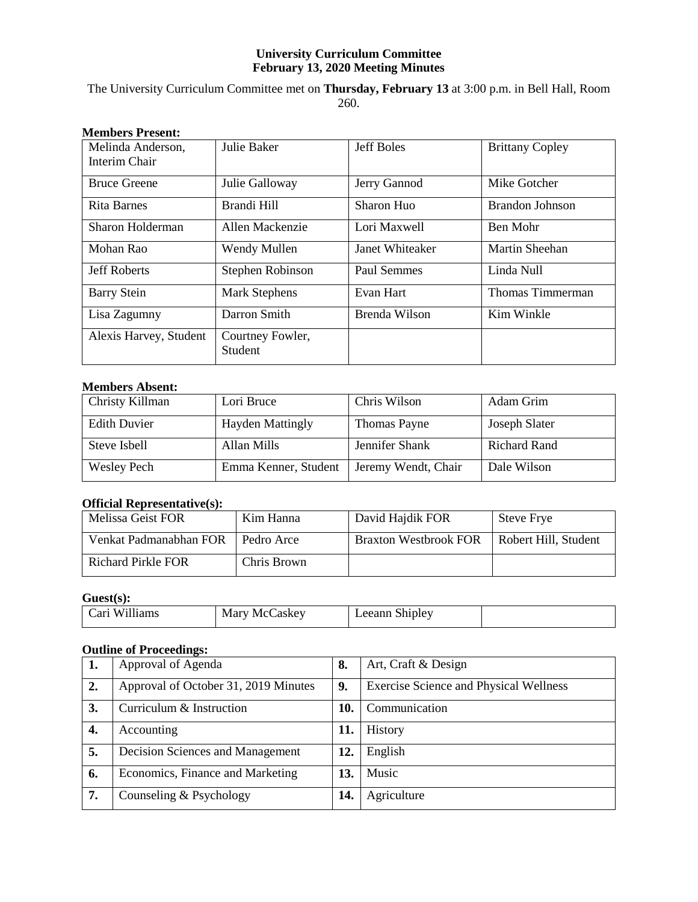**University Curriculum Committee**
**February 13, 2020 Meeting Minutes**

The University Curriculum Committee met on **Thursday, February 13** at 3:00 p.m. in Bell Hall, Room 260.

**Members Present:**

| | | | |
|---|---|---|---|
| Melinda Anderson, Interim Chair | Julie Baker | Jeff Boles | Brittany Copley |
| Bruce Greene | Julie Galloway | Jerry Gannod | Mike Gotcher |
| Rita Barnes | Brandi Hill | Sharon Huo | Brandon Johnson |
| Sharon Holderman | Allen Mackenzie | Lori Maxwell | Ben Mohr |
| Mohan Rao | Wendy Mullen | Janet Whiteaker | Martin Sheehan |
| Jeff Roberts | Stephen Robinson | Paul Semmes | Linda Null |
| Barry Stein | Mark Stephens | Evan Hart | Thomas Timmerman |
| Lisa Zagumny | Darron Smith | Brenda Wilson | Kim Winkle |
| Alexis Harvey, Student | Courtney Fowler, Student | | |

**Members Absent:**

| | | | |
|---|---|---|---|
| Christy Killman | Lori Bruce | Chris Wilson | Adam Grim |
| Edith Duvier | Hayden Mattingly | Thomas Payne | Joseph Slater |
| Steve Isbell | Allan Mills | Jennifer Shank | Richard Rand |
| Wesley Pech | Emma Kenner, Student | Jeremy Wendt, Chair | Dale Wilson |

**Official Representative(s):**

| | | | |
|---|---|---|---|
| Melissa Geist FOR | Kim Hanna | David Hajdik FOR | Steve Frye |
| Venkat Padmanabhan FOR | Pedro Arce | Braxton Westbrook FOR | Robert Hill, Student |
| Richard Pirkle FOR | Chris Brown | | |

**Guest(s):**

| | | | |
|---|---|---|---|
| Cari Williams | Mary McCaskey | Leeann Shipley | |

**Outline of Proceedings:**

| | | | |
|---|---|---|---|
| **1.** | Approval of Agenda | **8.** | Art, Craft & Design |
| **2.** | Approval of October 31, 2019 Minutes | **9.** | Exercise Science and Physical Wellness |
| **3.** | Curriculum & Instruction | **10.** | Communication |
| **4.** | Accounting | **11.** | History |
| **5.** | Decision Sciences and Management | **12.** | English |
| **6.** | Economics, Finance and Marketing | **13.** | Music |
| **7.** | Counseling & Psychology | **14.** | Agriculture |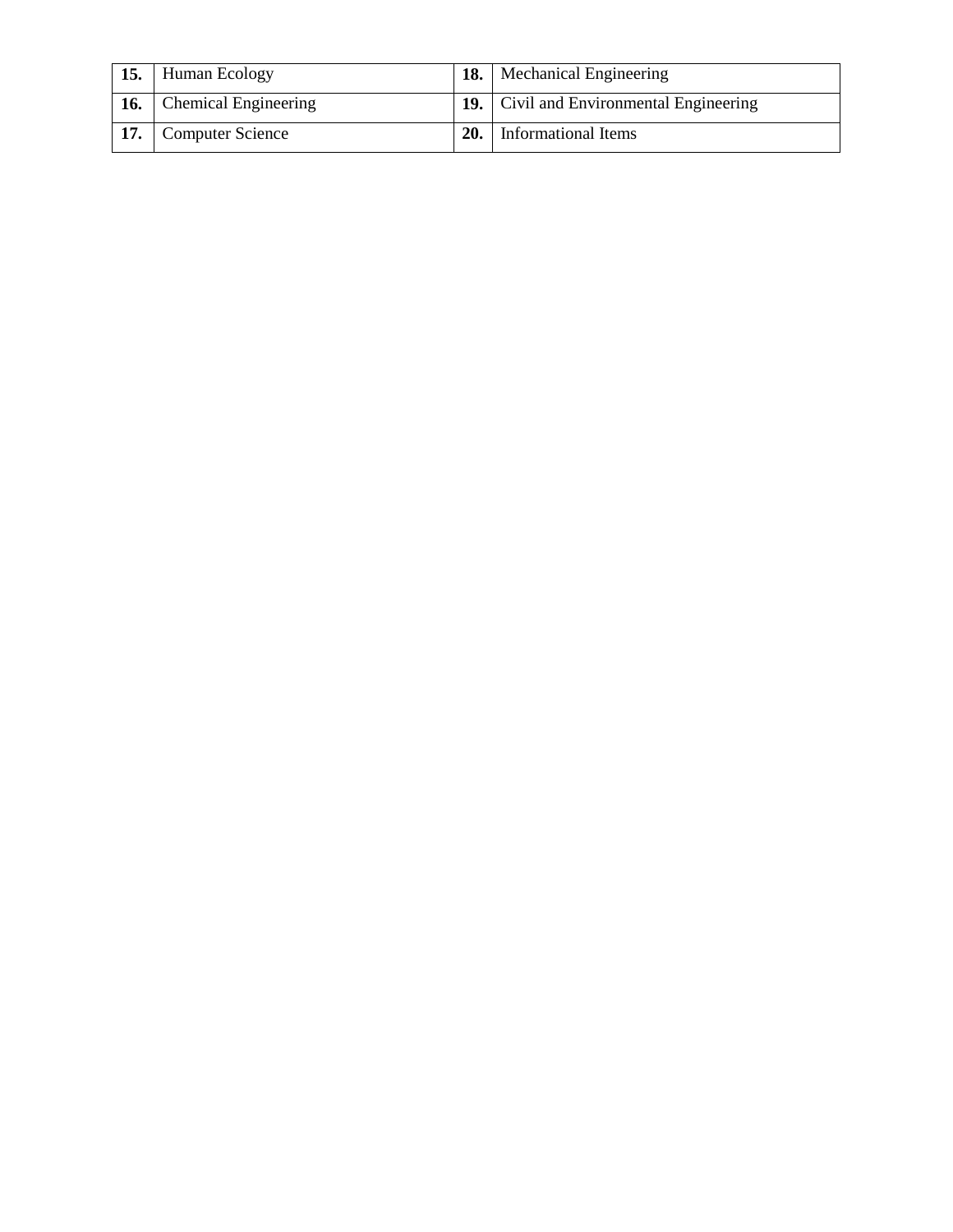| | | | |
|---|---|---|---|
| **15.** | Human Ecology | **18.** | Mechanical Engineering |
| **16.** | Chemical Engineering | **19.** | Civil and Environmental Engineering |
| **17.** | Computer Science | **20.** | Informational Items |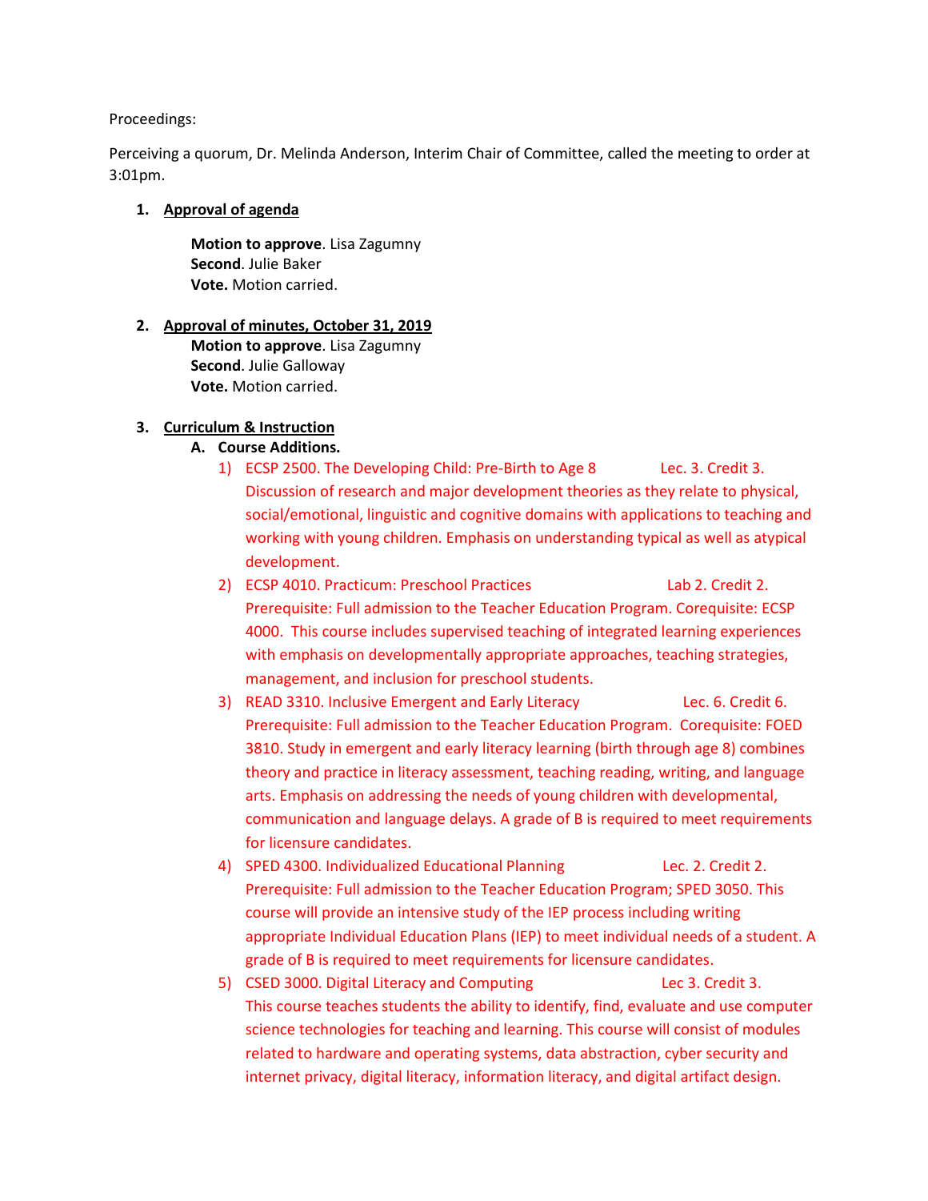Proceedings:

Perceiving a quorum, Dr. Melinda Anderson, Interim Chair of Committee, called the meeting to order at 3:01pm.

1. **Approval of agenda**

   **Motion to approve**. Lisa Zagumny
   **Second**. Julie Baker
   **Vote.** Motion carried.

2. **Approval of minutes, October 31, 2019**

   **Motion to approve**. Lisa Zagumny
   **Second**. Julie Galloway
   **Vote.** Motion carried.

3. **Curriculum & Instruction**

   A. **Course Additions.**

   1) ECSP 2500. The Developing Child: Pre-Birth to Age 8 Lec. 3. Credit 3.
   Discussion of research and major development theories as they relate to physical, social/emotional, linguistic and cognitive domains with applications to teaching and working with young children. Emphasis on understanding typical as well as atypical development.

   2) ECSP 4010. Practicum: Preschool Practices Lab 2. Credit 2.
   Prerequisite: Full admission to the Teacher Education Program. Corequisite: ECSP 4000. This course includes supervised teaching of integrated learning experiences with emphasis on developmentally appropriate approaches, teaching strategies, management, and inclusion for preschool students.

   3) READ 3310. Inclusive Emergent and Early Literacy Lec. 6. Credit 6.
   Prerequisite: Full admission to the Teacher Education Program. Corequisite: FOED 3810. Study in emergent and early literacy learning (birth through age 8) combines theory and practice in literacy assessment, teaching reading, writing, and language arts. Emphasis on addressing the needs of young children with developmental, communication and language delays. A grade of B is required to meet requirements for licensure candidates.

   4) SPED 4300. Individualized Educational Planning Lec. 2. Credit 2.
   Prerequisite: Full admission to the Teacher Education Program; SPED 3050. This course will provide an intensive study of the IEP process including writing appropriate Individual Education Plans (IEP) to meet individual needs of a student. A grade of B is required to meet requirements for licensure candidates.

   5) CSED 3000. Digital Literacy and Computing Lec 3. Credit 3.
   This course teaches students the ability to identify, find, evaluate and use computer science technologies for teaching and learning. This course will consist of modules related to hardware and operating systems, data abstraction, cyber security and internet privacy, digital literacy, information literacy, and digital artifact design.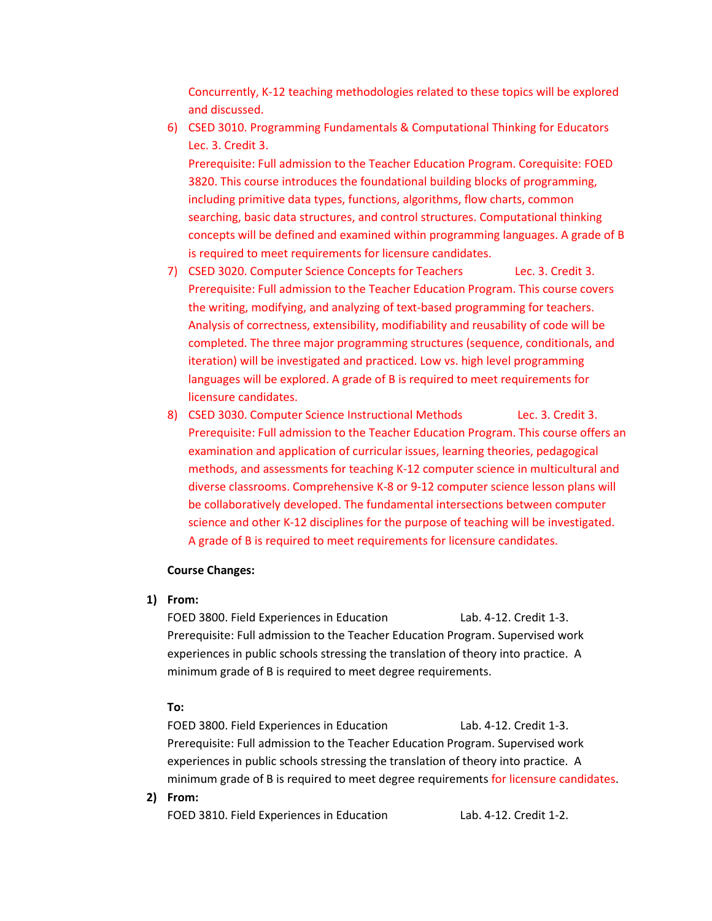Concurrently, K-12 teaching methodologies related to these topics will be explored and discussed.

6) CSED 3010. Programming Fundamentals & Computational Thinking for Educators Lec. 3. Credit 3.
   Prerequisite: Full admission to the Teacher Education Program. Corequisite: FOED 3820. This course introduces the foundational building blocks of programming, including primitive data types, functions, algorithms, flow charts, common searching, basic data structures, and control structures. Computational thinking concepts will be defined and examined within programming languages. A grade of B is required to meet requirements for licensure candidates.

7) CSED 3020. Computer Science Concepts for Teachers Lec. 3. Credit 3.
   Prerequisite: Full admission to the Teacher Education Program. This course covers the writing, modifying, and analyzing of text-based programming for teachers. Analysis of correctness, extensibility, modifiability and reusability of code will be completed. The three major programming structures (sequence, conditionals, and iteration) will be investigated and practiced. Low vs. high level programming languages will be explored. A grade of B is required to meet requirements for licensure candidates.

8) CSED 3030. Computer Science Instructional Methods Lec. 3. Credit 3.
   Prerequisite: Full admission to the Teacher Education Program. This course offers an examination and application of curricular issues, learning theories, pedagogical methods, and assessments for teaching K-12 computer science in multicultural and diverse classrooms. Comprehensive K-8 or 9-12 computer science lesson plans will be collaboratively developed. The fundamental intersections between computer science and other K-12 disciplines for the purpose of teaching will be investigated. A grade of B is required to meet requirements for licensure candidates.

**Course Changes:**

**1) From:**

FOED 3800. Field Experiences in Education Lab. 4-12. Credit 1-3.
Prerequisite: Full admission to the Teacher Education Program. Supervised work experiences in public schools stressing the translation of theory into practice. A minimum grade of B is required to meet degree requirements.

**To:**

FOED 3800. Field Experiences in Education Lab. 4-12. Credit 1-3.
Prerequisite: Full admission to the Teacher Education Program. Supervised work experiences in public schools stressing the translation of theory into practice. A minimum grade of B is required to meet degree requirements for licensure candidates.

**2) From:**

FOED 3810. Field Experiences in Education Lab. 4-12. Credit 1-2.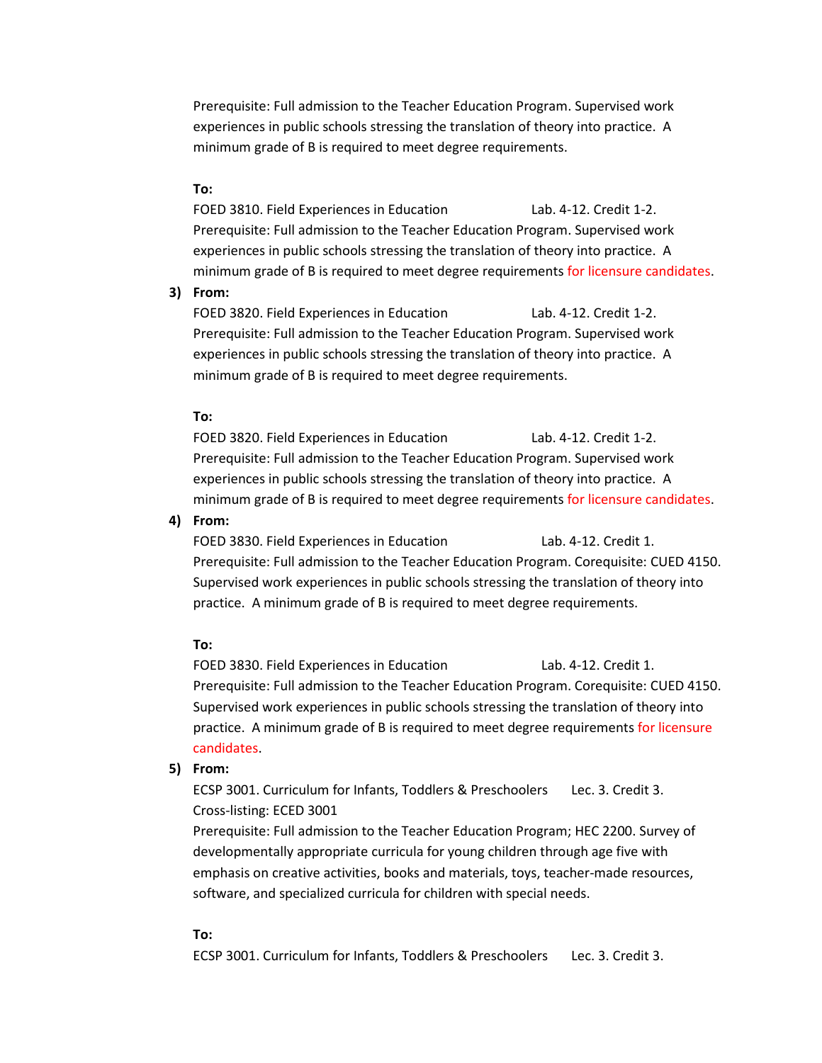Prerequisite: Full admission to the Teacher Education Program. Supervised work experiences in public schools stressing the translation of theory into practice. A minimum grade of B is required to meet degree requirements.

**To:**

FOED 3810. Field Experiences in Education Lab. 4-12. Credit 1-2.
Prerequisite: Full admission to the Teacher Education Program. Supervised work experiences in public schools stressing the translation of theory into practice. A minimum grade of B is required to meet degree requirements for licensure candidates.

3) **From:**

FOED 3820. Field Experiences in Education Lab. 4-12. Credit 1-2.
Prerequisite: Full admission to the Teacher Education Program. Supervised work experiences in public schools stressing the translation of theory into practice. A minimum grade of B is required to meet degree requirements.

**To:**

FOED 3820. Field Experiences in Education Lab. 4-12. Credit 1-2.
Prerequisite: Full admission to the Teacher Education Program. Supervised work experiences in public schools stressing the translation of theory into practice. A minimum grade of B is required to meet degree requirements for licensure candidates.

4) **From:**

FOED 3830. Field Experiences in Education Lab. 4-12. Credit 1.
Prerequisite: Full admission to the Teacher Education Program. Corequisite: CUED 4150. Supervised work experiences in public schools stressing the translation of theory into practice. A minimum grade of B is required to meet degree requirements.

**To:**

FOED 3830. Field Experiences in Education Lab. 4-12. Credit 1.
Prerequisite: Full admission to the Teacher Education Program. Corequisite: CUED 4150. Supervised work experiences in public schools stressing the translation of theory into practice. A minimum grade of B is required to meet degree requirements for licensure candidates.

5) **From:**

ECSP 3001. Curriculum for Infants, Toddlers & Preschoolers Lec. 3. Credit 3.
Cross-listing: ECED 3001
Prerequisite: Full admission to the Teacher Education Program; HEC 2200. Survey of developmentally appropriate curricula for young children through age five with emphasis on creative activities, books and materials, toys, teacher-made resources, software, and specialized curricula for children with special needs.

**To:**

ECSP 3001. Curriculum for Infants, Toddlers & Preschoolers Lec. 3. Credit 3.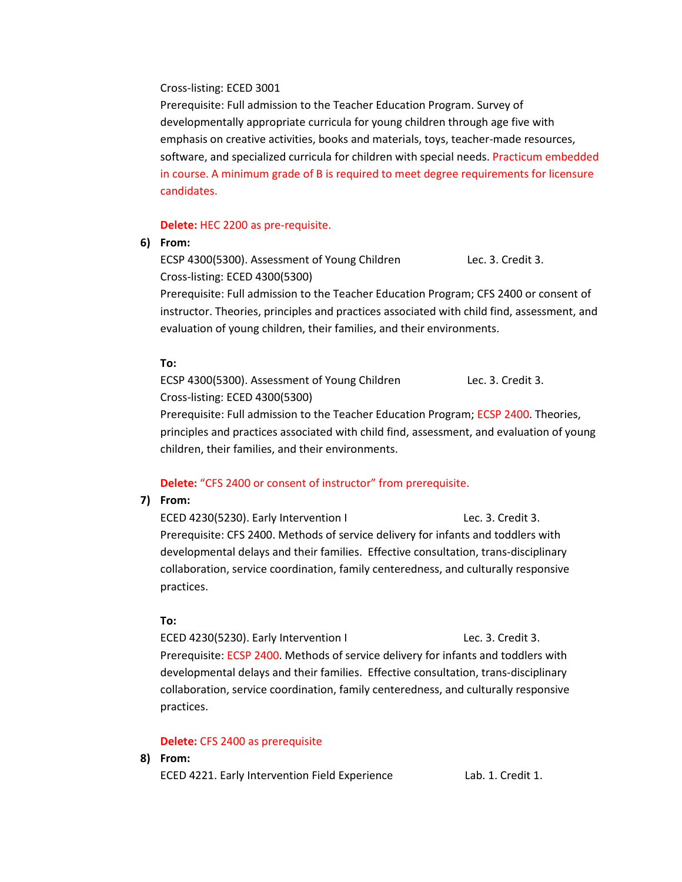Cross-listing: ECED 3001
Prerequisite: Full admission to the Teacher Education Program. Survey of developmentally appropriate curricula for young children through age five with emphasis on creative activities, books and materials, toys, teacher-made resources, software, and specialized curricula for children with special needs. Practicum embedded in course. A minimum grade of B is required to meet degree requirements for licensure candidates.

**Delete:** HEC 2200 as pre-requisite.

6) **From:**

ECSP 4300(5300). Assessment of Young Children  Lec. 3. Credit 3.
Cross-listing: ECED 4300(5300)
Prerequisite: Full admission to the Teacher Education Program; CFS 2400 or consent of instructor. Theories, principles and practices associated with child find, assessment, and evaluation of young children, their families, and their environments.

**To:**

ECSP 4300(5300). Assessment of Young Children  Lec. 3. Credit 3.
Cross-listing: ECED 4300(5300)
Prerequisite: Full admission to the Teacher Education Program; ECSP 2400. Theories, principles and practices associated with child find, assessment, and evaluation of young children, their families, and their environments.

**Delete:** "CFS 2400 or consent of instructor" from prerequisite.

7) **From:**

ECED 4230(5230). Early Intervention I  Lec. 3. Credit 3.
Prerequisite: CFS 2400. Methods of service delivery for infants and toddlers with developmental delays and their families. Effective consultation, trans-disciplinary collaboration, service coordination, family centeredness, and culturally responsive practices.

**To:**

ECED 4230(5230). Early Intervention I  Lec. 3. Credit 3.
Prerequisite: ECSP 2400. Methods of service delivery for infants and toddlers with developmental delays and their families. Effective consultation, trans-disciplinary collaboration, service coordination, family centeredness, and culturally responsive practices.

**Delete:** CFS 2400 as prerequisite

8) **From:**

ECED 4221. Early Intervention Field Experience  Lab. 1. Credit 1.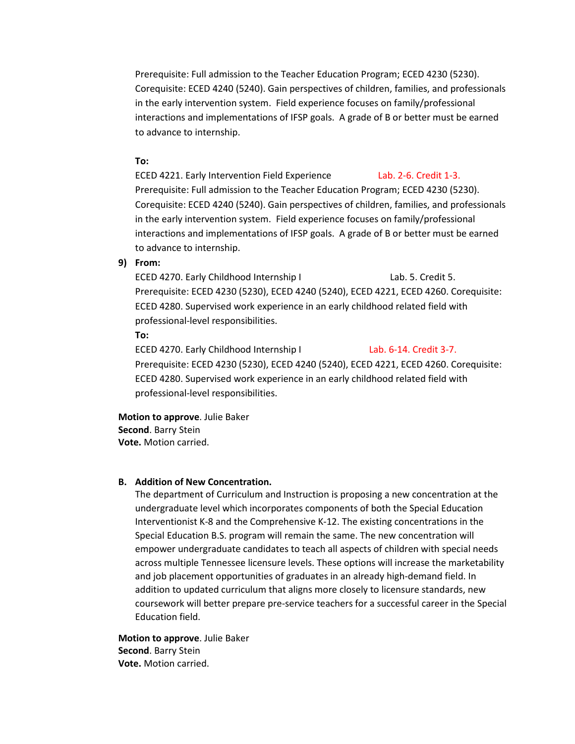Prerequisite: Full admission to the Teacher Education Program; ECED 4230 (5230). Corequisite: ECED 4240 (5240). Gain perspectives of children, families, and professionals in the early intervention system. Field experience focuses on family/professional interactions and implementations of IFSP goals. A grade of B or better must be earned to advance to internship.

**To:**

ECED 4221. Early Intervention Field Experience Lab. 2-6. Credit 1-3.
Prerequisite: Full admission to the Teacher Education Program; ECED 4230 (5230). Corequisite: ECED 4240 (5240). Gain perspectives of children, families, and professionals in the early intervention system. Field experience focuses on family/professional interactions and implementations of IFSP goals. A grade of B or better must be earned to advance to internship.

9) **From:**

ECED 4270. Early Childhood Internship I Lab. 5. Credit 5.
Prerequisite: ECED 4230 (5230), ECED 4240 (5240), ECED 4221, ECED 4260. Corequisite: ECED 4280. Supervised work experience in an early childhood related field with professional-level responsibilities.

**To:**

ECED 4270. Early Childhood Internship I Lab. 6-14. Credit 3-7.
Prerequisite: ECED 4230 (5230), ECED 4240 (5240), ECED 4221, ECED 4260. Corequisite: ECED 4280. Supervised work experience in an early childhood related field with professional-level responsibilities.

**Motion to approve**. Julie Baker
**Second**. Barry Stein
**Vote.** Motion carried.

**B. Addition of New Concentration.**

The department of Curriculum and Instruction is proposing a new concentration at the undergraduate level which incorporates components of both the Special Education Interventionist K-8 and the Comprehensive K-12. The existing concentrations in the Special Education B.S. program will remain the same. The new concentration will empower undergraduate candidates to teach all aspects of children with special needs across multiple Tennessee licensure levels. These options will increase the marketability and job placement opportunities of graduates in an already high-demand field. In addition to updated curriculum that aligns more closely to licensure standards, new coursework will better prepare pre-service teachers for a successful career in the Special Education field.

**Motion to approve**. Julie Baker
**Second**. Barry Stein
**Vote.** Motion carried.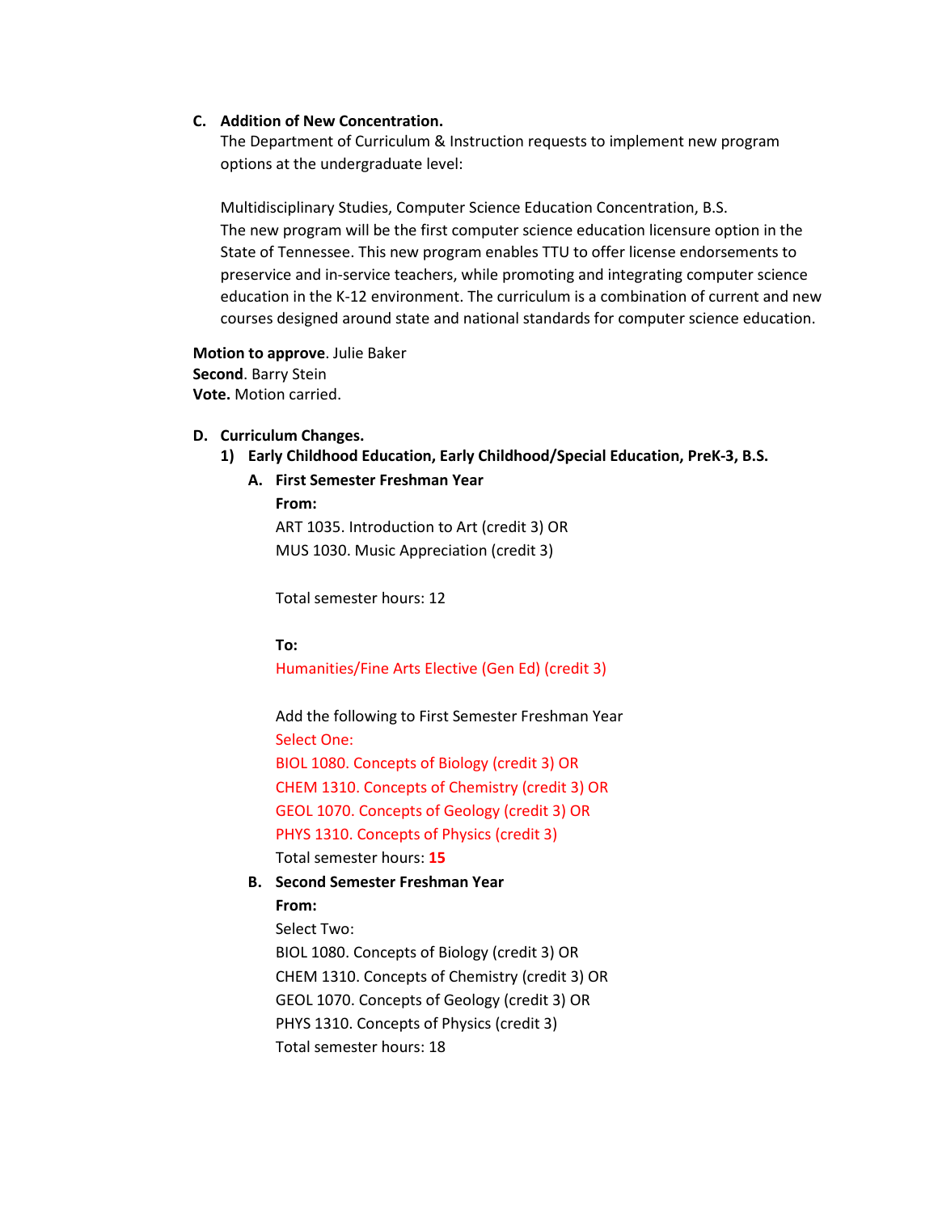**C. Addition of New Concentration.**

The Department of Curriculum & Instruction requests to implement new program options at the undergraduate level:

Multidisciplinary Studies, Computer Science Education Concentration, B.S.
The new program will be the first computer science education licensure option in the State of Tennessee. This new program enables TTU to offer license endorsements to preservice and in-service teachers, while promoting and integrating computer science education in the K-12 environment. The curriculum is a combination of current and new courses designed around state and national standards for computer science education.

**Motion to approve**. Julie Baker
**Second**. Barry Stein
**Vote.** Motion carried.

**D. Curriculum Changes.**

**1) Early Childhood Education, Early Childhood/Special Education, PreK-3, B.S.**

**A. First Semester Freshman Year**

**From:**
ART 1035. Introduction to Art (credit 3) OR
MUS 1030. Music Appreciation (credit 3)

Total semester hours: 12

**To:**
Humanities/Fine Arts Elective (Gen Ed) (credit 3)

Add the following to First Semester Freshman Year
Select One:
BIOL 1080. Concepts of Biology (credit 3) OR
CHEM 1310. Concepts of Chemistry (credit 3) OR
GEOL 1070. Concepts of Geology (credit 3) OR
PHYS 1310. Concepts of Physics (credit 3)
Total semester hours: **15**

**B. Second Semester Freshman Year**

**From:**
Select Two:
BIOL 1080. Concepts of Biology (credit 3) OR
CHEM 1310. Concepts of Chemistry (credit 3) OR
GEOL 1070. Concepts of Geology (credit 3) OR
PHYS 1310. Concepts of Physics (credit 3)
Total semester hours: 18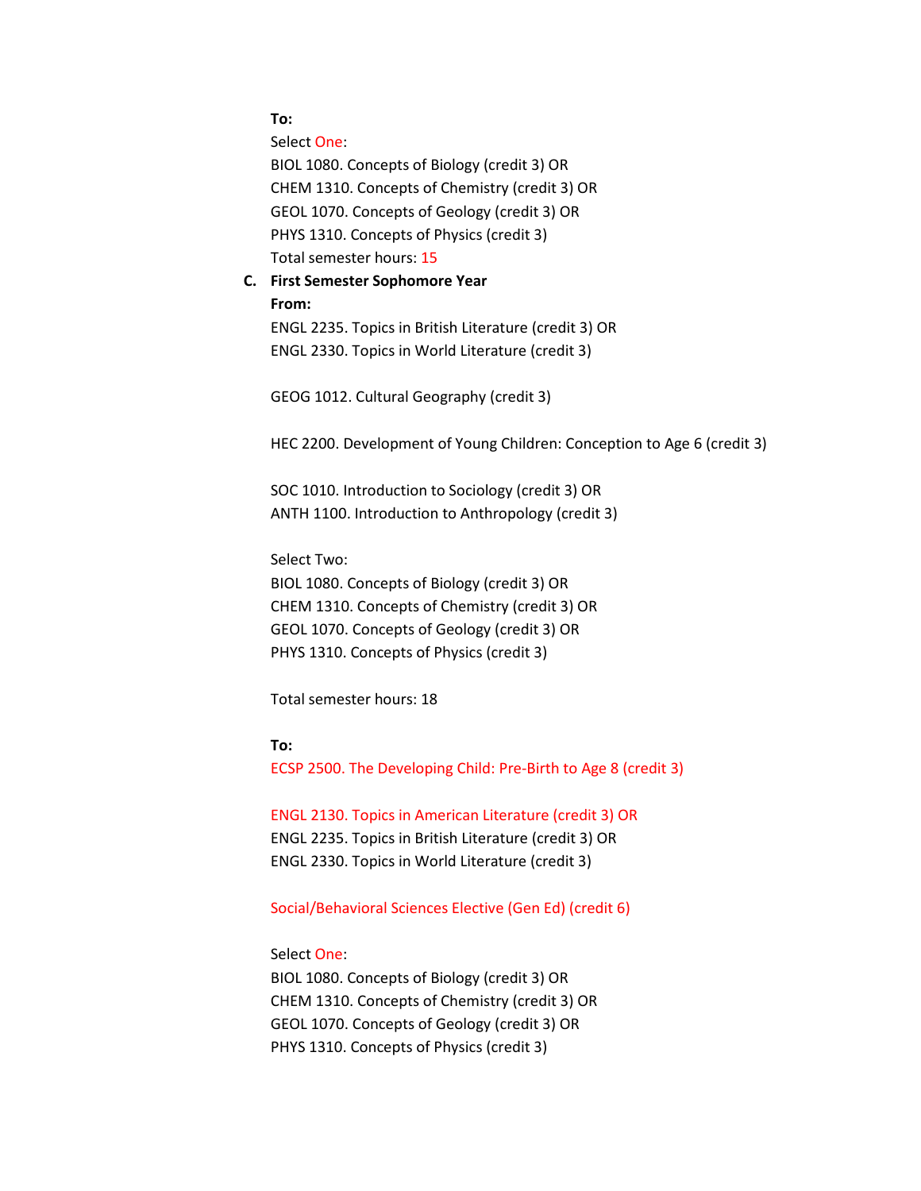**To:**

Select One:

BIOL 1080. Concepts of Biology (credit 3) OR
CHEM 1310. Concepts of Chemistry (credit 3) OR
GEOL 1070. Concepts of Geology (credit 3) OR
PHYS 1310. Concepts of Physics (credit 3)

Total semester hours: 15

**C. First Semester Sophomore Year**

**From:**

ENGL 2235. Topics in British Literature (credit 3) OR
ENGL 2330. Topics in World Literature (credit 3)

GEOG 1012. Cultural Geography (credit 3)

HEC 2200. Development of Young Children: Conception to Age 6 (credit 3)

SOC 1010. Introduction to Sociology (credit 3) OR
ANTH 1100. Introduction to Anthropology (credit 3)

Select Two:

BIOL 1080. Concepts of Biology (credit 3) OR
CHEM 1310. Concepts of Chemistry (credit 3) OR
GEOL 1070. Concepts of Geology (credit 3) OR
PHYS 1310. Concepts of Physics (credit 3)

Total semester hours: 18

**To:**

ECSP 2500. The Developing Child: Pre-Birth to Age 8 (credit 3)

ENGL 2130. Topics in American Literature (credit 3) OR
ENGL 2235. Topics in British Literature (credit 3) OR
ENGL 2330. Topics in World Literature (credit 3)

Social/Behavioral Sciences Elective (Gen Ed) (credit 6)

Select One:

BIOL 1080. Concepts of Biology (credit 3) OR
CHEM 1310. Concepts of Chemistry (credit 3) OR
GEOL 1070. Concepts of Geology (credit 3) OR
PHYS 1310. Concepts of Physics (credit 3)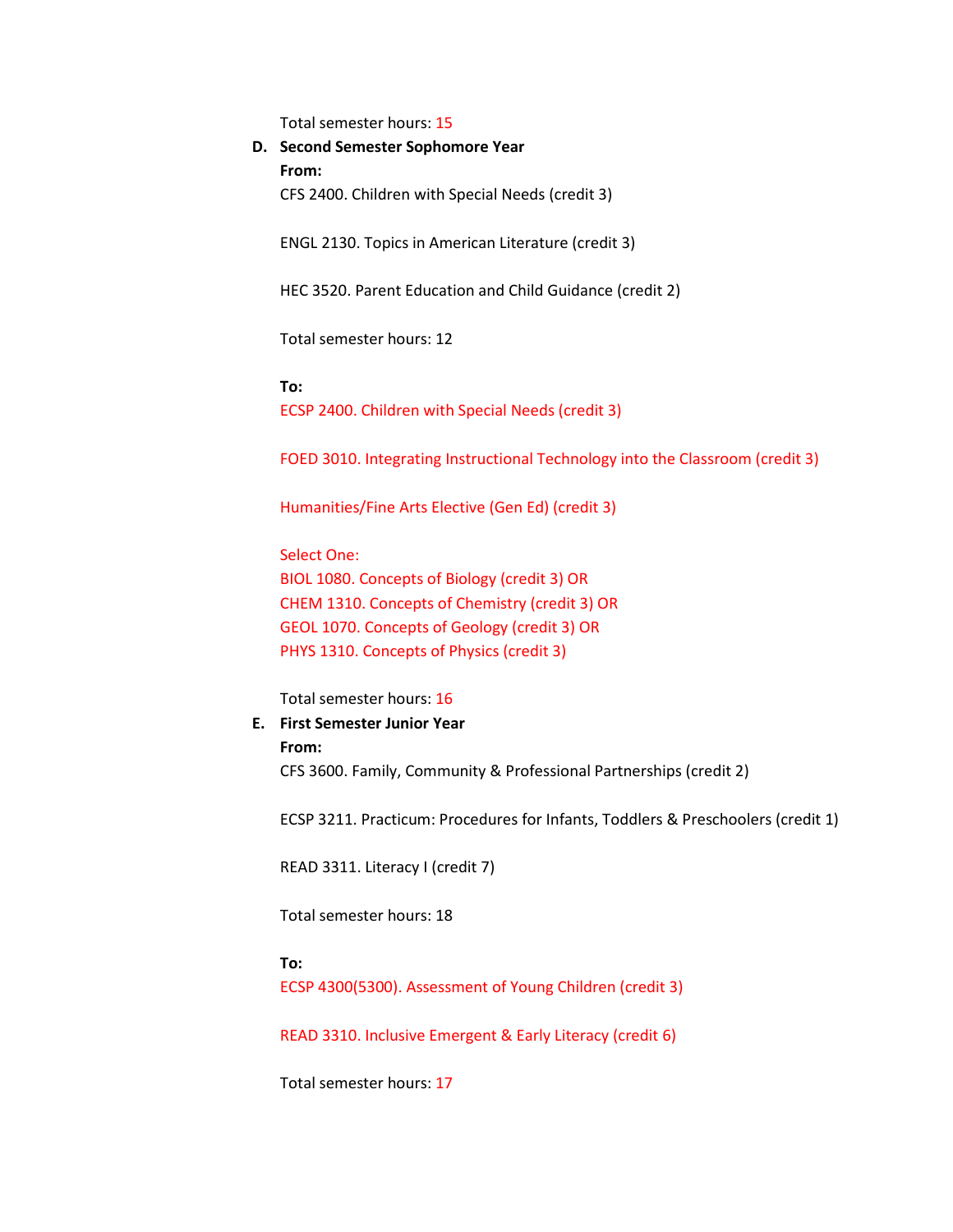Total semester hours: 15

**D. Second Semester Sophomore Year**

**From:**

CFS 2400. Children with Special Needs (credit 3)

ENGL 2130. Topics in American Literature (credit 3)

HEC 3520. Parent Education and Child Guidance (credit 2)

Total semester hours: 12

**To:**

ECSP 2400. Children with Special Needs (credit 3)

FOED 3010. Integrating Instructional Technology into the Classroom (credit 3)

Humanities/Fine Arts Elective (Gen Ed) (credit 3)

Select One:
BIOL 1080. Concepts of Biology (credit 3) OR
CHEM 1310. Concepts of Chemistry (credit 3) OR
GEOL 1070. Concepts of Geology (credit 3) OR
PHYS 1310. Concepts of Physics (credit 3)

Total semester hours: 16

**E. First Semester Junior Year**

**From:**

CFS 3600. Family, Community & Professional Partnerships (credit 2)

ECSP 3211. Practicum: Procedures for Infants, Toddlers & Preschoolers (credit 1)

READ 3311. Literacy I (credit 7)

Total semester hours: 18

**To:**

ECSP 4300(5300). Assessment of Young Children (credit 3)

READ 3310. Inclusive Emergent & Early Literacy (credit 6)

Total semester hours: 17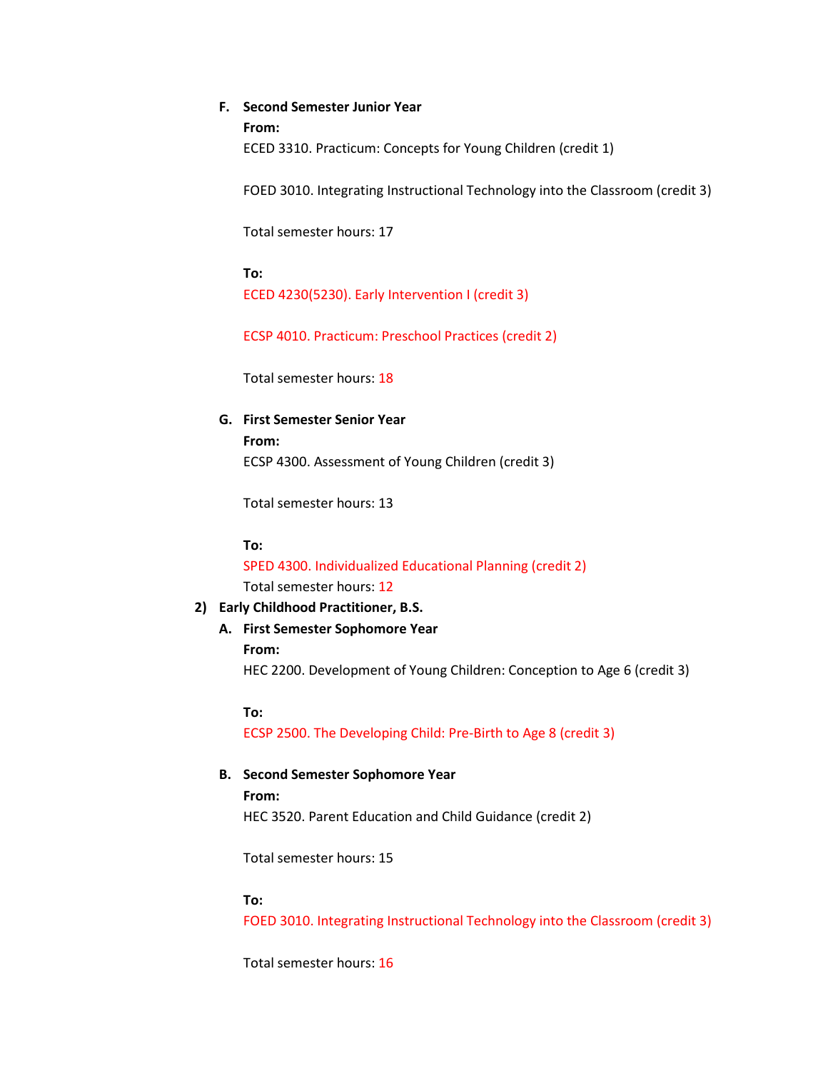**F. Second Semester Junior Year**

**From:**

ECED 3310. Practicum: Concepts for Young Children (credit 1)

FOED 3010. Integrating Instructional Technology into the Classroom (credit 3)

Total semester hours: 17

**To:**

ECED 4230(5230). Early Intervention I (credit 3)

ECSP 4010. Practicum: Preschool Practices (credit 2)

Total semester hours: 18

**G. First Semester Senior Year**

**From:**

ECSP 4300. Assessment of Young Children (credit 3)

Total semester hours: 13

**To:**

SPED 4300. Individualized Educational Planning (credit 2)

Total semester hours: 12

**2) Early Childhood Practitioner, B.S.**

**A. First Semester Sophomore Year**

**From:**

HEC 2200. Development of Young Children: Conception to Age 6 (credit 3)

**To:**

ECSP 2500. The Developing Child: Pre-Birth to Age 8 (credit 3)

**B. Second Semester Sophomore Year**

**From:**

HEC 3520. Parent Education and Child Guidance (credit 2)

Total semester hours: 15

**To:**

FOED 3010. Integrating Instructional Technology into the Classroom (credit 3)

Total semester hours: 16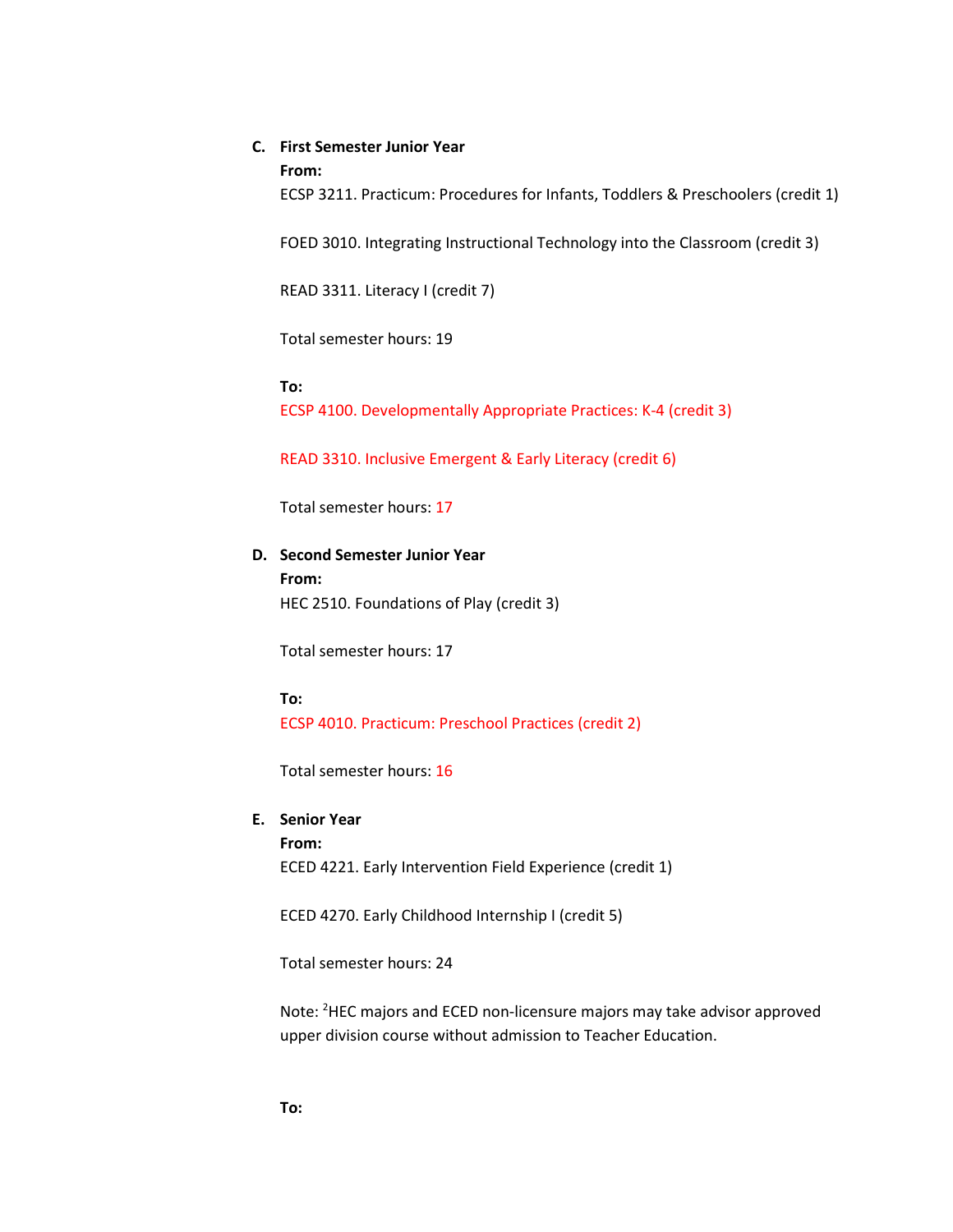**C. First Semester Junior Year**

**From:**

ECSP 3211. Practicum: Procedures for Infants, Toddlers & Preschoolers (credit 1)

FOED 3010. Integrating Instructional Technology into the Classroom (credit 3)

READ 3311. Literacy I (credit 7)

Total semester hours: 19

**To:**

ECSP 4100. Developmentally Appropriate Practices: K-4 (credit 3)

READ 3310. Inclusive Emergent & Early Literacy (credit 6)

Total semester hours: 17

**D. Second Semester Junior Year**

**From:**

HEC 2510. Foundations of Play (credit 3)

Total semester hours: 17

**To:**

ECSP 4010. Practicum: Preschool Practices (credit 2)

Total semester hours: 16

**E. Senior Year**

**From:**

ECED 4221. Early Intervention Field Experience (credit 1)

ECED 4270. Early Childhood Internship I (credit 5)

Total semester hours: 24

Note: [2]HEC majors and ECED non-licensure majors may take advisor approved upper division course without admission to Teacher Education.

**To:**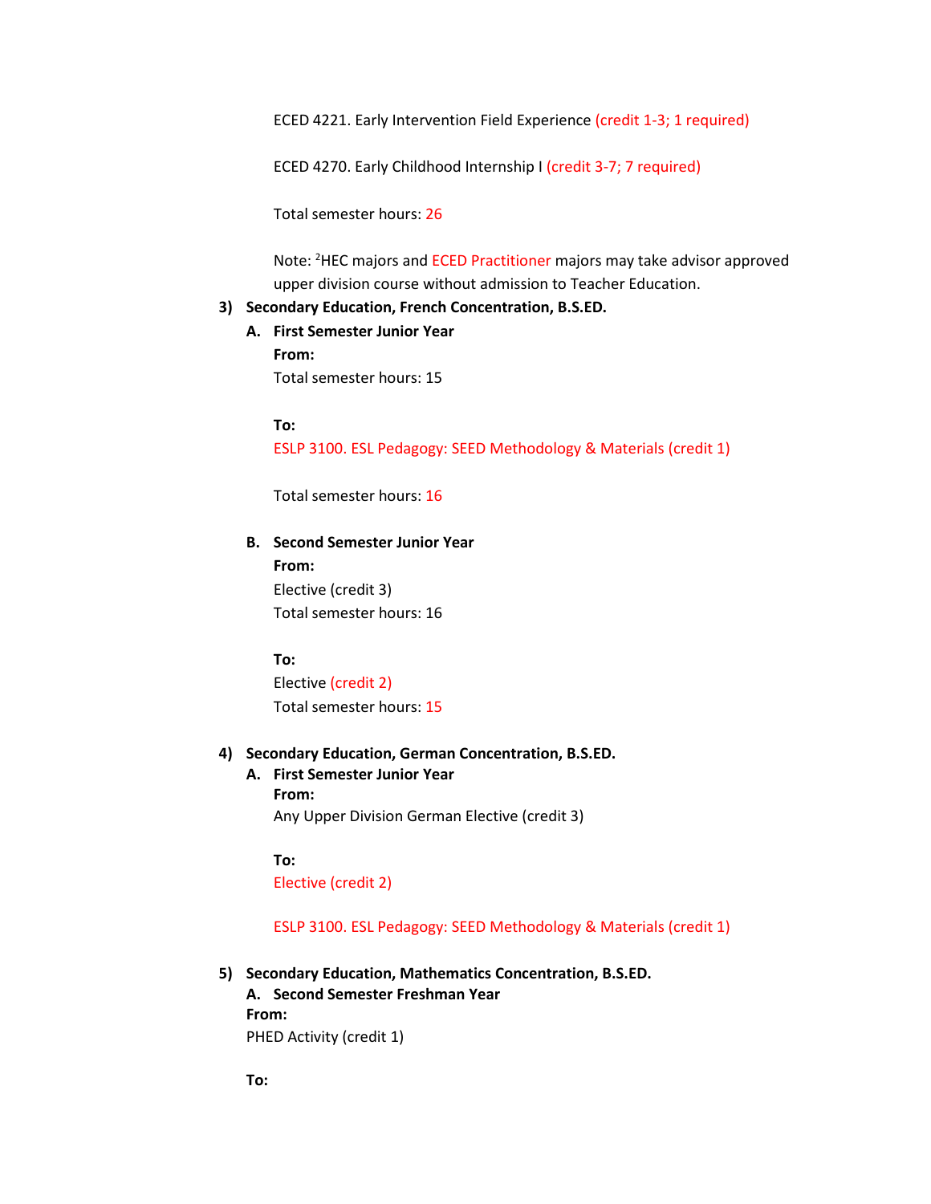ECED 4221. Early Intervention Field Experience (credit 1-3; 1 required)

ECED 4270. Early Childhood Internship I (credit 3-7; 7 required)

Total semester hours: 26

Note: [2]HEC majors and ECED Practitioner majors may take advisor approved upper division course without admission to Teacher Education.

3) **Secondary Education, French Concentration, B.S.ED.**

   A. **First Semester Junior Year**

      **From:**

      Total semester hours: 15

      **To:**

      ESLP 3100. ESL Pedagogy: SEED Methodology & Materials (credit 1)

      Total semester hours: 16

   B. **Second Semester Junior Year**

      **From:**

      Elective (credit 3)

      Total semester hours: 16

      **To:**

      Elective (credit 2)

      Total semester hours: 15

4) **Secondary Education, German Concentration, B.S.ED.**

   A. **First Semester Junior Year**

      **From:**

      Any Upper Division German Elective (credit 3)

      **To:**

      Elective (credit 2)

      ESLP 3100. ESL Pedagogy: SEED Methodology & Materials (credit 1)

5) **Secondary Education, Mathematics Concentration, B.S.ED.**

   A. **Second Semester Freshman Year**

   **From:**

   PHED Activity (credit 1)

   **To:**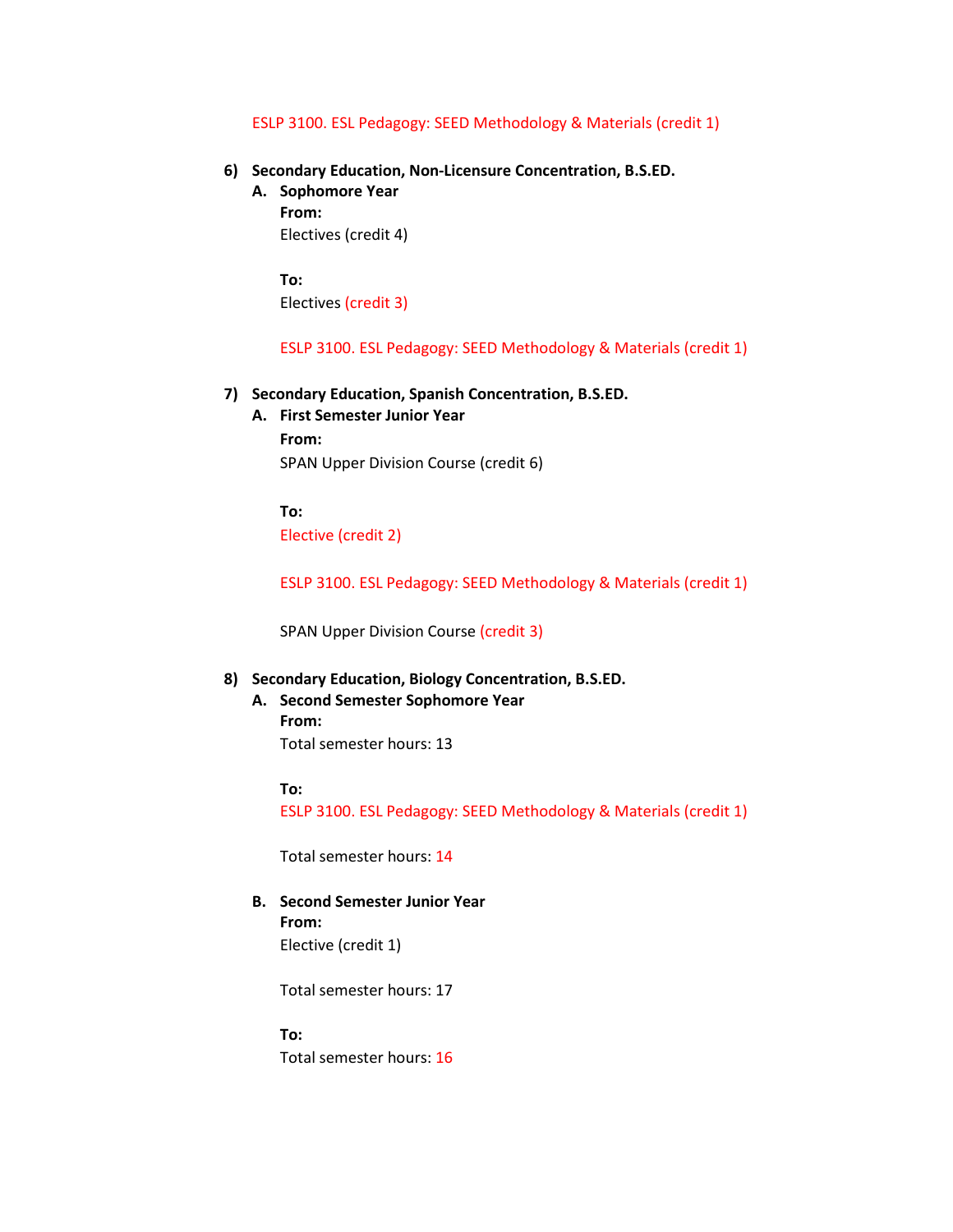ESLP 3100. ESL Pedagogy: SEED Methodology & Materials (credit 1)

6) **Secondary Education, Non-Licensure Concentration, B.S.ED.**

   A. **Sophomore Year**

      **From:**

      Electives (credit 4)

      **To:**

      Electives (credit 3)

      ESLP 3100. ESL Pedagogy: SEED Methodology & Materials (credit 1)

7) **Secondary Education, Spanish Concentration, B.S.ED.**

   A. **First Semester Junior Year**

      **From:**

      SPAN Upper Division Course (credit 6)

      **To:**

      Elective (credit 2)

      ESLP 3100. ESL Pedagogy: SEED Methodology & Materials (credit 1)

      SPAN Upper Division Course (credit 3)

8) **Secondary Education, Biology Concentration, B.S.ED.**

   A. **Second Semester Sophomore Year**

      **From:**

      Total semester hours: 13

      **To:**

      ESLP 3100. ESL Pedagogy: SEED Methodology & Materials (credit 1)

      Total semester hours: 14

   B. **Second Semester Junior Year**

      **From:**

      Elective (credit 1)

      Total semester hours: 17

      **To:**

      Total semester hours: 16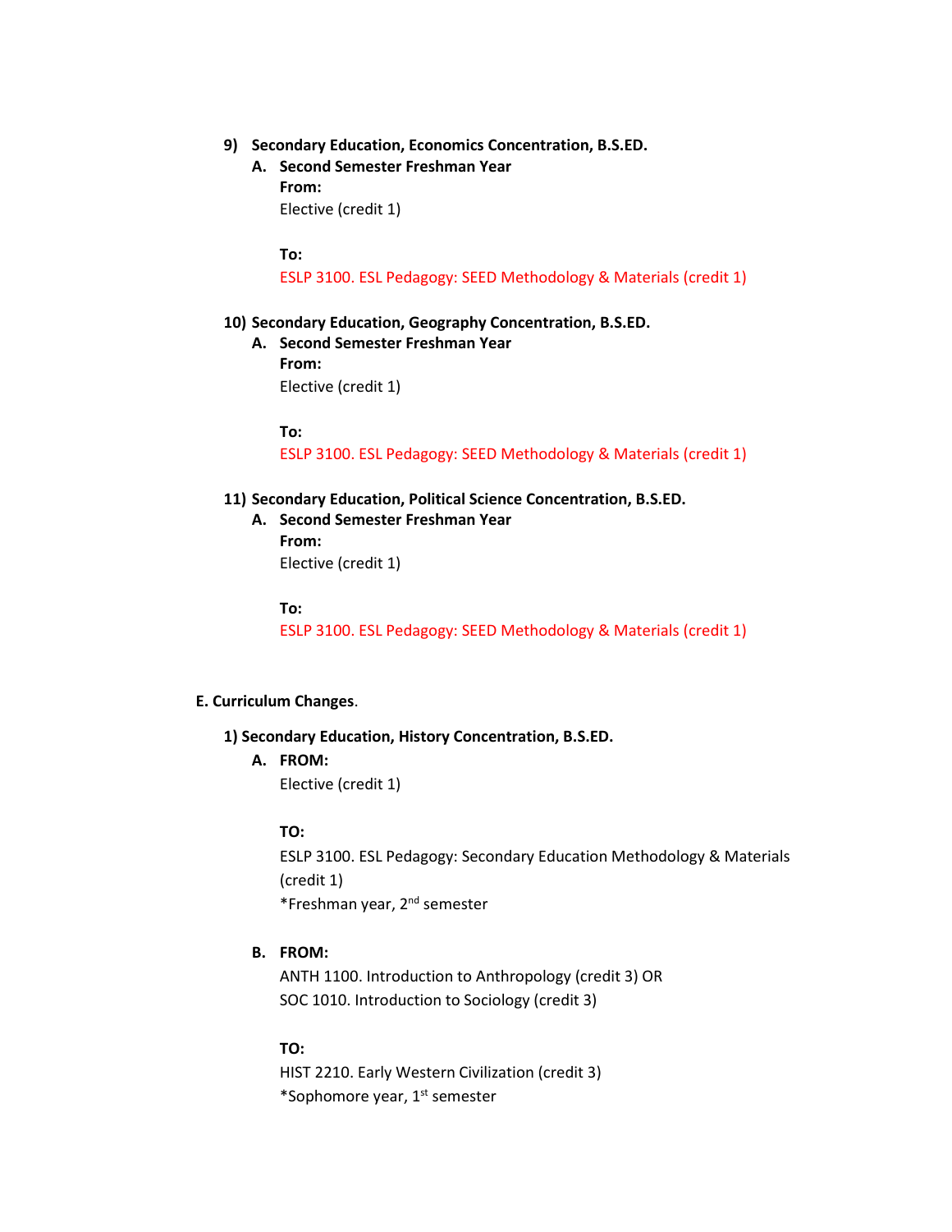9) **Secondary Education, Economics Concentration, B.S.ED.**

   A. **Second Semester Freshman Year**

      **From:**

      Elective (credit 1)

      **To:**

      ESLP 3100. ESL Pedagogy: SEED Methodology & Materials (credit 1)

10) **Secondary Education, Geography Concentration, B.S.ED.**

   A. **Second Semester Freshman Year**

      **From:**

      Elective (credit 1)

      **To:**

      ESLP 3100. ESL Pedagogy: SEED Methodology & Materials (credit 1)

11) **Secondary Education, Political Science Concentration, B.S.ED.**

   A. **Second Semester Freshman Year**

      **From:**

      Elective (credit 1)

      **To:**

      ESLP 3100. ESL Pedagogy: SEED Methodology & Materials (credit 1)

**E. Curriculum Changes**.

1) **Secondary Education, History Concentration, B.S.ED.**

   A. **FROM:**

      Elective (credit 1)

      **TO:**

      ESLP 3100. ESL Pedagogy: Secondary Education Methodology & Materials (credit 1)
      *Freshman year, 2nd semester

   B. **FROM:**

      ANTH 1100. Introduction to Anthropology (credit 3) OR
      SOC 1010. Introduction to Sociology (credit 3)

      **TO:**

      HIST 2210. Early Western Civilization (credit 3)
      *Sophomore year, 1st semester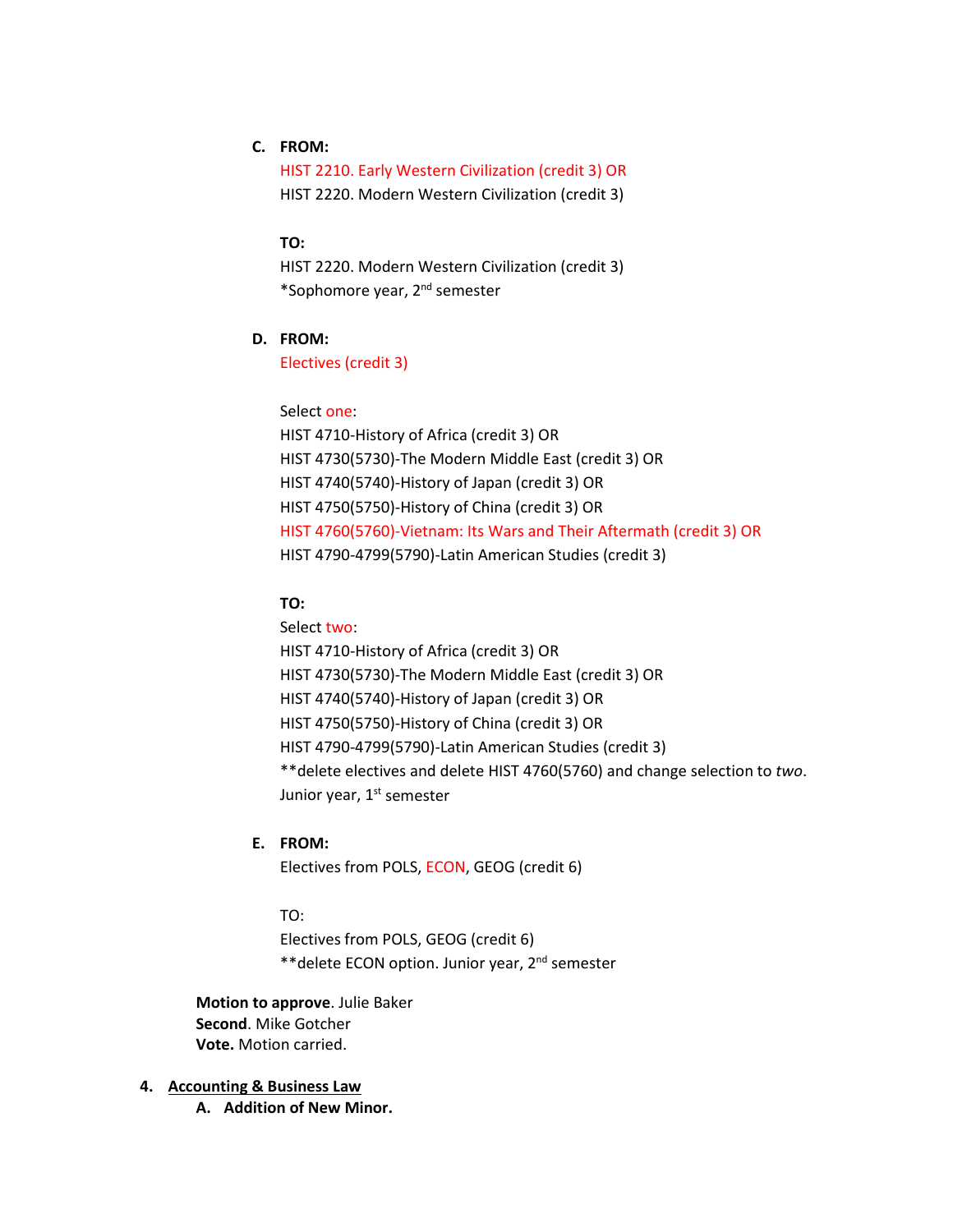C. **FROM:**

HIST 2210. Early Western Civilization (credit 3) OR
HIST 2220. Modern Western Civilization (credit 3)

**TO:**

HIST 2220. Modern Western Civilization (credit 3)
*Sophomore year, 2nd semester

D. **FROM:**

Electives (credit 3)

Select one:
HIST 4710-History of Africa (credit 3) OR
HIST 4730(5730)-The Modern Middle East (credit 3) OR
HIST 4740(5740)-History of Japan (credit 3) OR
HIST 4750(5750)-History of China (credit 3) OR
HIST 4760(5760)-Vietnam: Its Wars and Their Aftermath (credit 3) OR
HIST 4790-4799(5790)-Latin American Studies (credit 3)

**TO:**

Select two:
HIST 4710-History of Africa (credit 3) OR
HIST 4730(5730)-The Modern Middle East (credit 3) OR
HIST 4740(5740)-History of Japan (credit 3) OR
HIST 4750(5750)-History of China (credit 3) OR
HIST 4790-4799(5790)-Latin American Studies (credit 3)
**delete electives and delete HIST 4760(5760) and change selection to *two*.
Junior year, 1st semester

E. **FROM:**

Electives from POLS, ECON, GEOG (credit 6)

TO:

Electives from POLS, GEOG (credit 6)
**delete ECON option. Junior year, 2nd semester

**Motion to approve**. Julie Baker
**Second**. Mike Gotcher
**Vote.** Motion carried.

4. <u>**Accounting & Business Law**</u>

   A. **Addition of New Minor.**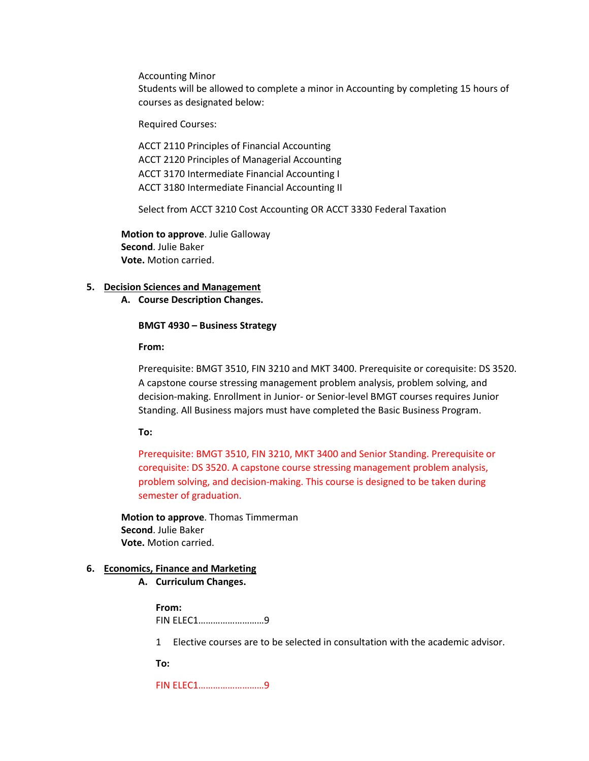Accounting Minor

Students will be allowed to complete a minor in Accounting by completing 15 hours of courses as designated below:

Required Courses:

ACCT 2110 Principles of Financial Accounting
ACCT 2120 Principles of Managerial Accounting
ACCT 3170 Intermediate Financial Accounting I
ACCT 3180 Intermediate Financial Accounting II

Select from ACCT 3210 Cost Accounting OR ACCT 3330 Federal Taxation

**Motion to approve**. Julie Galloway
**Second**. Julie Baker
**Vote.** Motion carried.

5. **Decision Sciences and Management**

   A. **Course Description Changes.**

**BMGT 4930 – Business Strategy**

**From:**

Prerequisite: BMGT 3510, FIN 3210 and MKT 3400. Prerequisite or corequisite: DS 3520. A capstone course stressing management problem analysis, problem solving, and decision-making. Enrollment in Junior- or Senior-level BMGT courses requires Junior Standing. All Business majors must have completed the Basic Business Program.

**To:**

Prerequisite: BMGT 3510, FIN 3210, MKT 3400 and Senior Standing. Prerequisite or corequisite: DS 3520. A capstone course stressing management problem analysis, problem solving, and decision-making. This course is designed to be taken during semester of graduation.

**Motion to approve**. Thomas Timmerman
**Second**. Julie Baker
**Vote.** Motion carried.

6. **Economics, Finance and Marketing**

   A. **Curriculum Changes.**

**From:**

FIN ELEC1………………………9

1 Elective courses are to be selected in consultation with the academic advisor.

**To:**

FIN ELEC1………………………9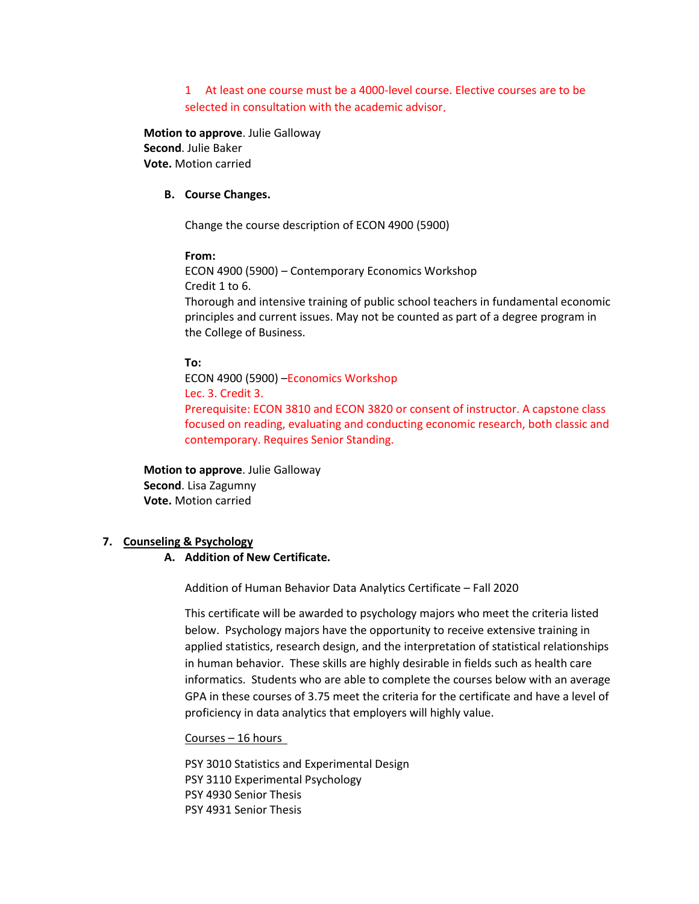1 At least one course must be a 4000-level course. Elective courses are to be selected in consultation with the academic advisor.

**Motion to approve**. Julie Galloway
**Second**. Julie Baker
**Vote.** Motion carried

**B. Course Changes.**

Change the course description of ECON 4900 (5900)

**From:**
ECON 4900 (5900) – Contemporary Economics Workshop
Credit 1 to 6.
Thorough and intensive training of public school teachers in fundamental economic principles and current issues. May not be counted as part of a degree program in the College of Business.

**To:**
ECON 4900 (5900) –Economics Workshop
Lec. 3. Credit 3.
Prerequisite: ECON 3810 and ECON 3820 or consent of instructor. A capstone class focused on reading, evaluating and conducting economic research, both classic and contemporary. Requires Senior Standing.

**Motion to approve**. Julie Galloway
**Second**. Lisa Zagumny
**Vote.** Motion carried

## 7. Counseling & Psychology

**A. Addition of New Certificate.**

Addition of Human Behavior Data Analytics Certificate – Fall 2020

This certificate will be awarded to psychology majors who meet the criteria listed below. Psychology majors have the opportunity to receive extensive training in applied statistics, research design, and the interpretation of statistical relationships in human behavior. These skills are highly desirable in fields such as health care informatics. Students who are able to complete the courses below with an average GPA in these courses of 3.75 meet the criteria for the certificate and have a level of proficiency in data analytics that employers will highly value.

Courses – 16 hours

PSY 3010 Statistics and Experimental Design
PSY 3110 Experimental Psychology
PSY 4930 Senior Thesis
PSY 4931 Senior Thesis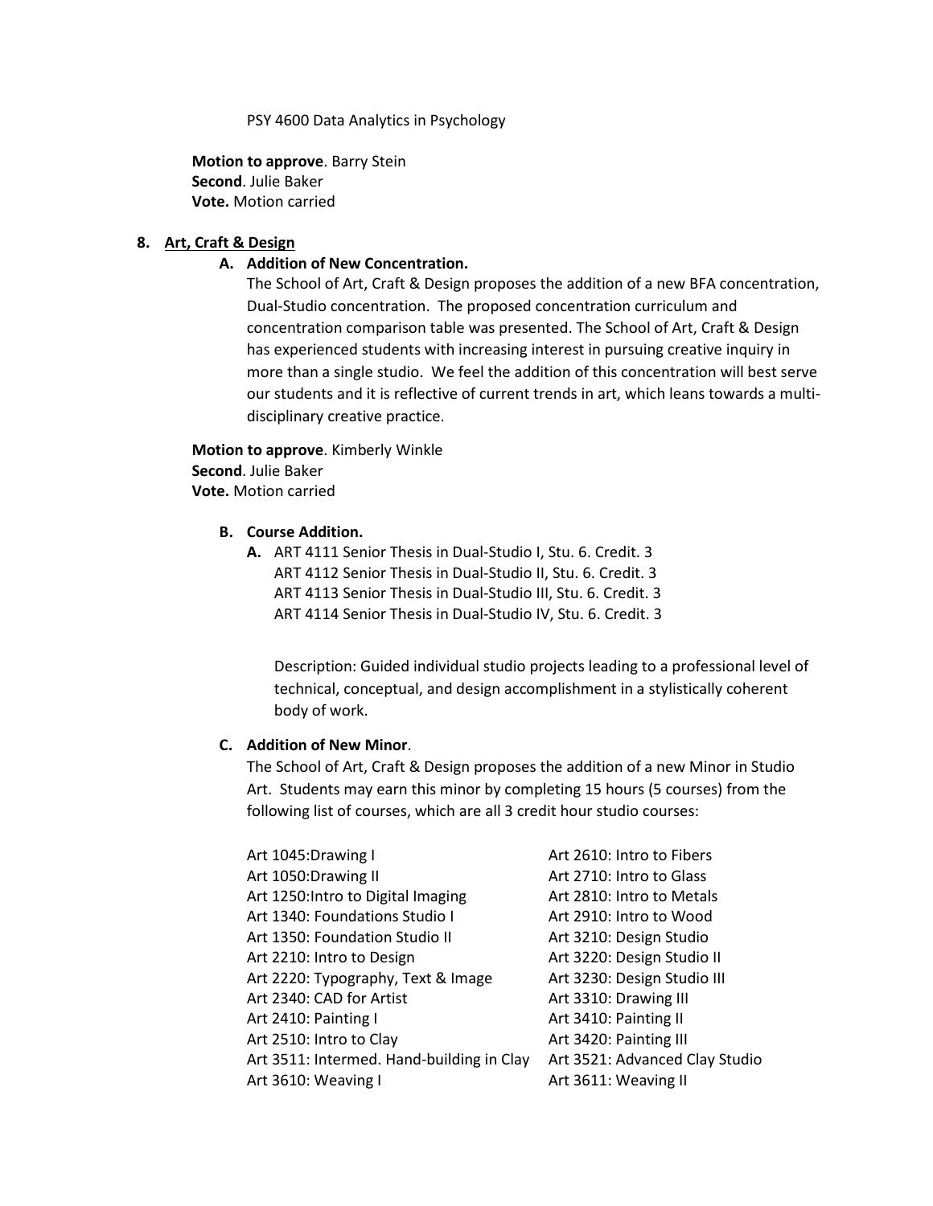PSY 4600 Data Analytics in Psychology

**Motion to approve**. Barry Stein
**Second**. Julie Baker
**Vote.** Motion carried

8. **Art, Craft & Design**

   **A. Addition of New Concentration.**
   The School of Art, Craft & Design proposes the addition of a new BFA concentration, Dual-Studio concentration. The proposed concentration curriculum and concentration comparison table was presented. The School of Art, Craft & Design has experienced students with increasing interest in pursuing creative inquiry in more than a single studio. We feel the addition of this concentration will best serve our students and it is reflective of current trends in art, which leans towards a multi-disciplinary creative practice.

**Motion to approve**. Kimberly Winkle
**Second**. Julie Baker
**Vote.** Motion carried

   **B. Course Addition.**

   **A.** ART 4111 Senior Thesis in Dual-Studio I, Stu. 6. Credit. 3
   ART 4112 Senior Thesis in Dual-Studio II, Stu. 6. Credit. 3
   ART 4113 Senior Thesis in Dual-Studio III, Stu. 6. Credit. 3
   ART 4114 Senior Thesis in Dual-Studio IV, Stu. 6. Credit. 3

   Description: Guided individual studio projects leading to a professional level of technical, conceptual, and design accomplishment in a stylistically coherent body of work.

   **C. Addition of New Minor**.
   The School of Art, Craft & Design proposes the addition of a new Minor in Studio Art. Students may earn this minor by completing 15 hours (5 courses) from the following list of courses, which are all 3 credit hour studio courses:

   Art 1045:Drawing I
   Art 1050:Drawing II
   Art 1250:Intro to Digital Imaging
   Art 1340: Foundations Studio I
   Art 1350: Foundation Studio II
   Art 2210: Intro to Design
   Art 2220: Typography, Text & Image
   Art 2340: CAD for Artist
   Art 2410: Painting I
   Art 2510: Intro to Clay
   Art 3511: Intermed. Hand-building in Clay
   Art 3610: Weaving I
   Art 2610: Intro to Fibers
   Art 2710: Intro to Glass
   Art 2810: Intro to Metals
   Art 2910: Intro to Wood
   Art 3210: Design Studio
   Art 3220: Design Studio II
   Art 3230: Design Studio III
   Art 3310: Drawing III
   Art 3410: Painting II
   Art 3420: Painting III
   Art 3521: Advanced Clay Studio
   Art 3611: Weaving II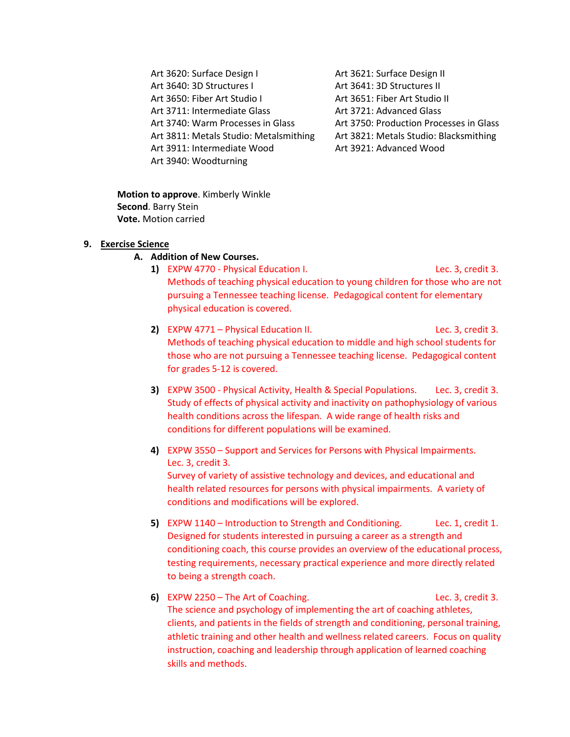Art 3620: Surface Design I
Art 3621: Surface Design II
Art 3640: 3D Structures I
Art 3641: 3D Structures II
Art 3650: Fiber Art Studio I
Art 3651: Fiber Art Studio II
Art 3711: Intermediate Glass
Art 3721: Advanced Glass
Art 3740: Warm Processes in Glass
Art 3750: Production Processes in Glass
Art 3811: Metals Studio: Metalsmithing
Art 3821: Metals Studio: Blacksmithing
Art 3911: Intermediate Wood
Art 3921: Advanced Wood
Art 3940: Woodturning

**Motion to approve**. Kimberly Winkle
**Second**. Barry Stein
**Vote.** Motion carried

9. **Exercise Science**

   A. **Addition of New Courses.**

   1) EXPW 4770 - Physical Education I. Lec. 3, credit 3.
   Methods of teaching physical education to young children for those who are not pursuing a Tennessee teaching license. Pedagogical content for elementary physical education is covered.

   2) EXPW 4771 – Physical Education II. Lec. 3, credit 3.
   Methods of teaching physical education to middle and high school students for those who are not pursuing a Tennessee teaching license. Pedagogical content for grades 5-12 is covered.

   3) EXPW 3500 - Physical Activity, Health & Special Populations. Lec. 3, credit 3.
   Study of effects of physical activity and inactivity on pathophysiology of various health conditions across the lifespan. A wide range of health risks and conditions for different populations will be examined.

   4) EXPW 3550 – Support and Services for Persons with Physical Impairments. Lec. 3, credit 3.
   Survey of variety of assistive technology and devices, and educational and health related resources for persons with physical impairments. A variety of conditions and modifications will be explored.

   5) EXPW 1140 – Introduction to Strength and Conditioning. Lec. 1, credit 1.
   Designed for students interested in pursuing a career as a strength and conditioning coach, this course provides an overview of the educational process, testing requirements, necessary practical experience and more directly related to being a strength coach.

   6) EXPW 2250 – The Art of Coaching. Lec. 3, credit 3.
   The science and psychology of implementing the art of coaching athletes, clients, and patients in the fields of strength and conditioning, personal training, athletic training and other health and wellness related careers. Focus on quality instruction, coaching and leadership through application of learned coaching skills and methods.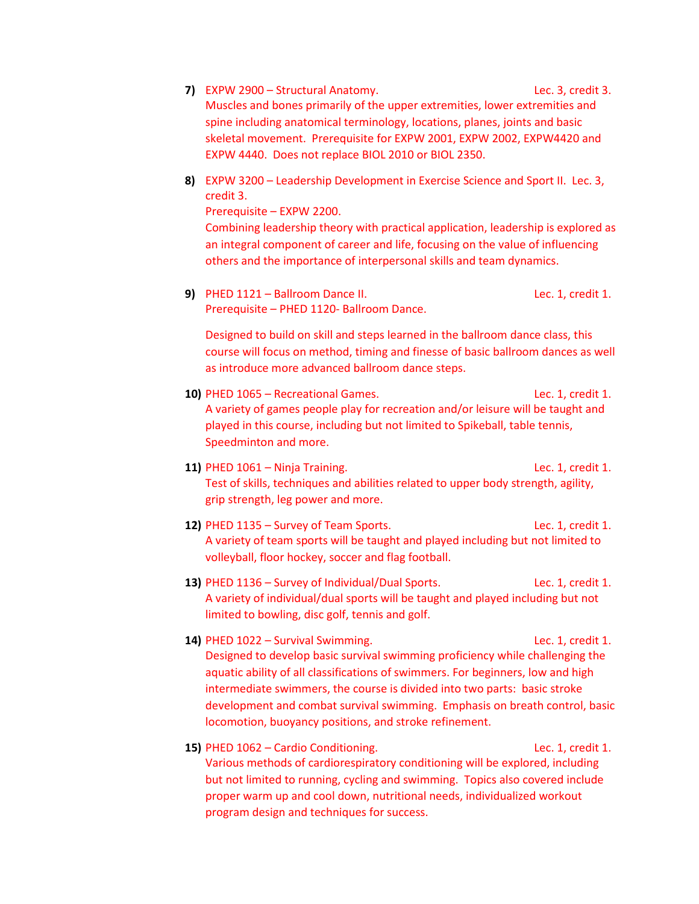7) EXPW 2900 – Structural Anatomy. Lec. 3, credit 3.
Muscles and bones primarily of the upper extremities, lower extremities and spine including anatomical terminology, locations, planes, joints and basic skeletal movement. Prerequisite for EXPW 2001, EXPW 2002, EXPW4420 and EXPW 4440. Does not replace BIOL 2010 or BIOL 2350.

8) EXPW 3200 – Leadership Development in Exercise Science and Sport II. Lec. 3, credit 3.
Prerequisite – EXPW 2200.
Combining leadership theory with practical application, leadership is explored as an integral component of career and life, focusing on the value of influencing others and the importance of interpersonal skills and team dynamics.

9) PHED 1121 – Ballroom Dance II. Lec. 1, credit 1.
Prerequisite – PHED 1120- Ballroom Dance.

Designed to build on skill and steps learned in the ballroom dance class, this course will focus on method, timing and finesse of basic ballroom dances as well as introduce more advanced ballroom dance steps.

10) PHED 1065 – Recreational Games. Lec. 1, credit 1.
A variety of games people play for recreation and/or leisure will be taught and played in this course, including but not limited to Spikeball, table tennis, Speedminton and more.

11) PHED 1061 – Ninja Training. Lec. 1, credit 1.
Test of skills, techniques and abilities related to upper body strength, agility, grip strength, leg power and more.

12) PHED 1135 – Survey of Team Sports. Lec. 1, credit 1.
A variety of team sports will be taught and played including but not limited to volleyball, floor hockey, soccer and flag football.

13) PHED 1136 – Survey of Individual/Dual Sports. Lec. 1, credit 1.
A variety of individual/dual sports will be taught and played including but not limited to bowling, disc golf, tennis and golf.

14) PHED 1022 – Survival Swimming. Lec. 1, credit 1.
Designed to develop basic survival swimming proficiency while challenging the aquatic ability of all classifications of swimmers. For beginners, low and high intermediate swimmers, the course is divided into two parts: basic stroke development and combat survival swimming. Emphasis on breath control, basic locomotion, buoyancy positions, and stroke refinement.

15) PHED 1062 – Cardio Conditioning. Lec. 1, credit 1.
Various methods of cardiorespiratory conditioning will be explored, including but not limited to running, cycling and swimming. Topics also covered include proper warm up and cool down, nutritional needs, individualized workout program design and techniques for success.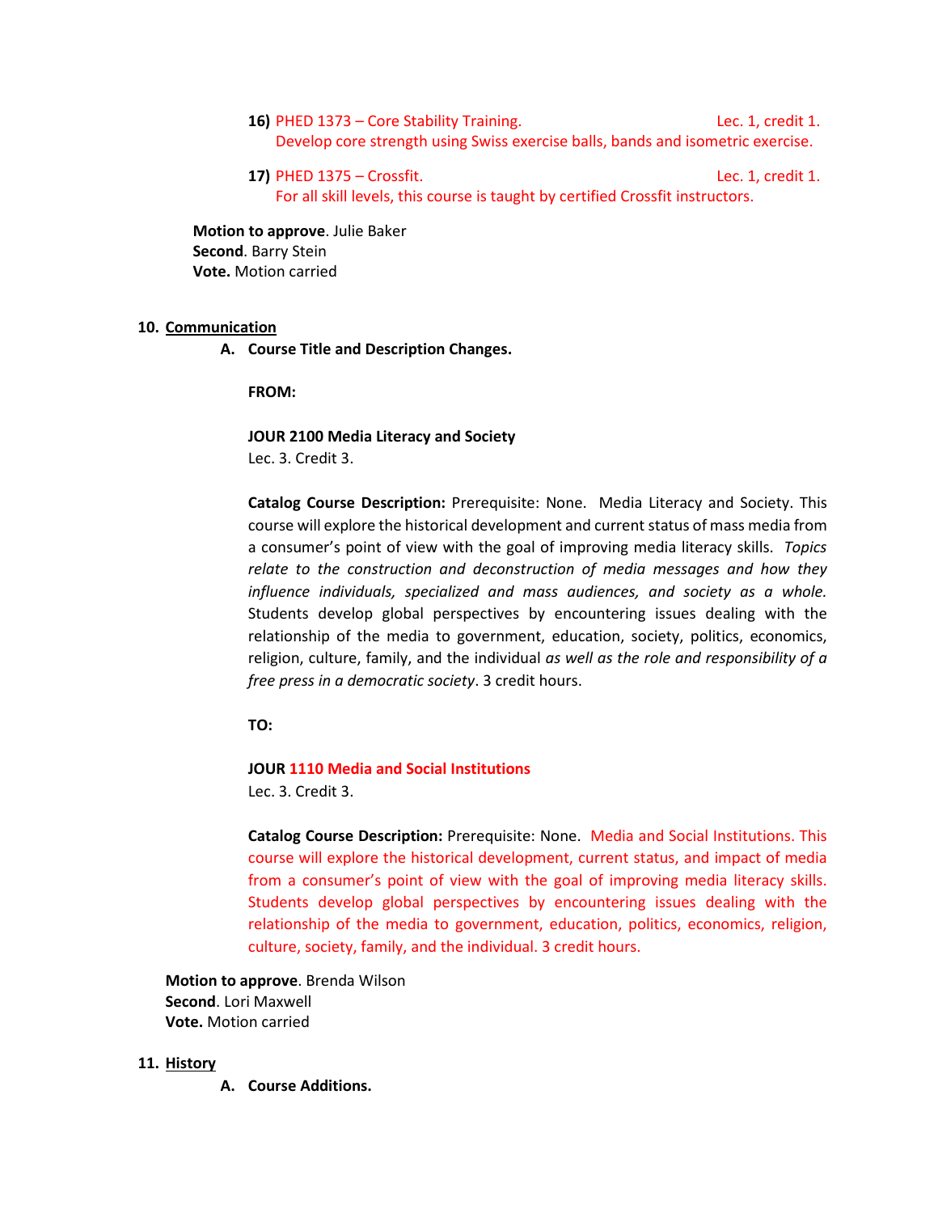16) PHED 1373 – Core Stability Training. Lec. 1, credit 1.
Develop core strength using Swiss exercise balls, bands and isometric exercise.

17) PHED 1375 – Crossfit. Lec. 1, credit 1.
For all skill levels, this course is taught by certified Crossfit instructors.

**Motion to approve**. Julie Baker
**Second**. Barry Stein
**Vote.** Motion carried

**10. Communication**

**A. Course Title and Description Changes.**

**FROM:**

**JOUR 2100 Media Literacy and Society**
Lec. 3. Credit 3.

**Catalog Course Description:** Prerequisite: None. Media Literacy and Society. This course will explore the historical development and current status of mass media from a consumer's point of view with the goal of improving media literacy skills. *Topics relate to the construction and deconstruction of media messages and how they influence individuals, specialized and mass audiences, and society as a whole.* Students develop global perspectives by encountering issues dealing with the relationship of the media to government, education, society, politics, economics, religion, culture, family, and the individual *as well as the role and responsibility of a free press in a democratic society*. 3 credit hours.

**TO:**

**JOUR 1110 Media and Social Institutions**
Lec. 3. Credit 3.

**Catalog Course Description:** Prerequisite: None. Media and Social Institutions. This course will explore the historical development, current status, and impact of media from a consumer's point of view with the goal of improving media literacy skills. Students develop global perspectives by encountering issues dealing with the relationship of the media to government, education, politics, economics, religion, culture, society, family, and the individual. 3 credit hours.

**Motion to approve**. Brenda Wilson
**Second**. Lori Maxwell
**Vote.** Motion carried

**11. History**

**A. Course Additions.**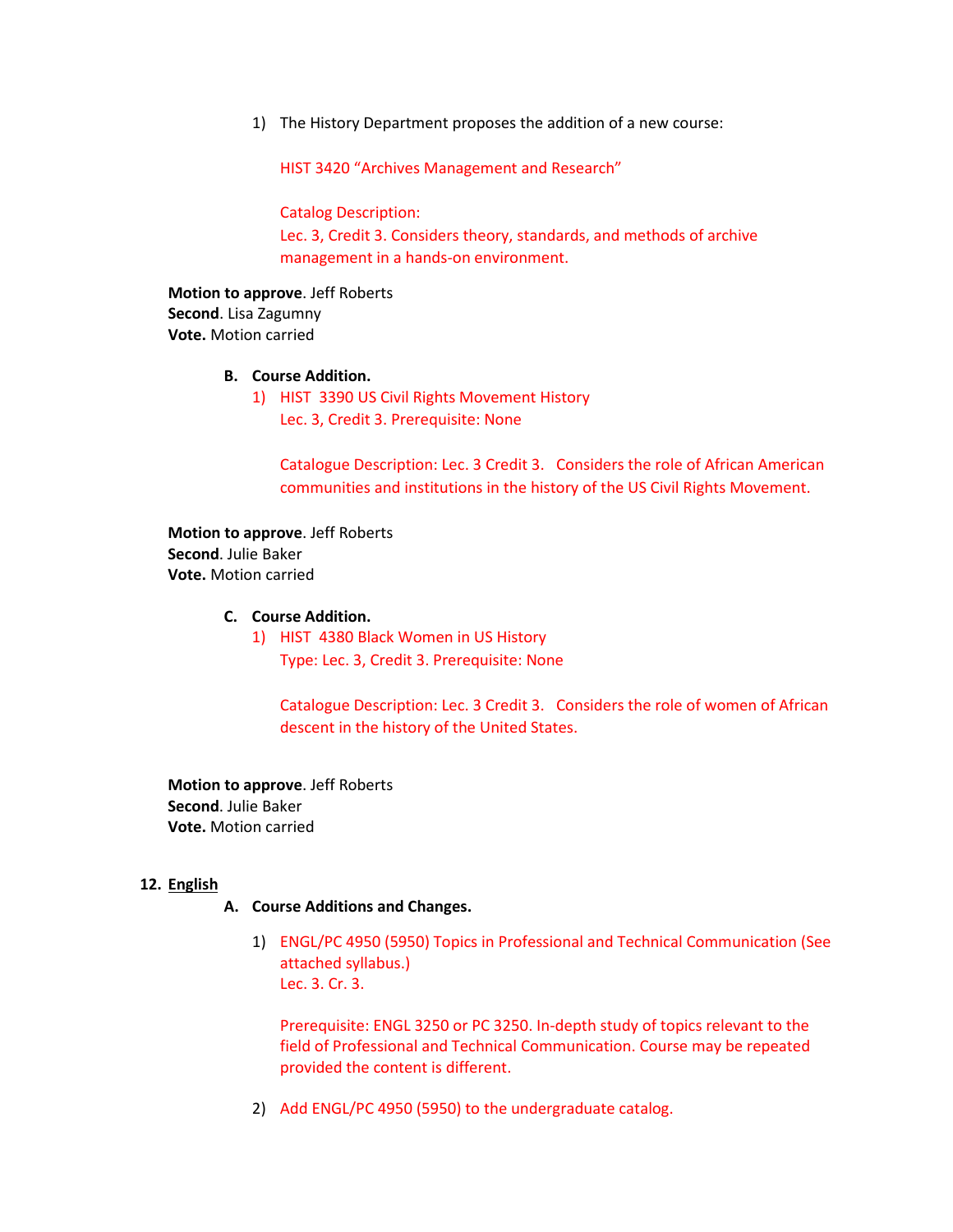1) The History Department proposes the addition of a new course:

   HIST 3420 "Archives Management and Research"

   Catalog Description:
   Lec. 3, Credit 3. Considers theory, standards, and methods of archive management in a hands-on environment.

**Motion to approve**. Jeff Roberts
**Second**. Lisa Zagumny
**Vote.** Motion carried

**B. Course Addition.**

1) HIST 3390 US Civil Rights Movement History
   Lec. 3, Credit 3. Prerequisite: None

   Catalogue Description: Lec. 3 Credit 3. Considers the role of African American communities and institutions in the history of the US Civil Rights Movement.

**Motion to approve**. Jeff Roberts
**Second**. Julie Baker
**Vote.** Motion carried

**C. Course Addition.**

1) HIST 4380 Black Women in US History
   Type: Lec. 3, Credit 3. Prerequisite: None

   Catalogue Description: Lec. 3 Credit 3. Considers the role of women of African descent in the history of the United States.

**Motion to approve**. Jeff Roberts
**Second**. Julie Baker
**Vote.** Motion carried

## 12. English

**A. Course Additions and Changes.**

1) ENGL/PC 4950 (5950) Topics in Professional and Technical Communication (See attached syllabus.)
   Lec. 3. Cr. 3.

   Prerequisite: ENGL 3250 or PC 3250. In-depth study of topics relevant to the field of Professional and Technical Communication. Course may be repeated provided the content is different.

2) Add ENGL/PC 4950 (5950) to the undergraduate catalog.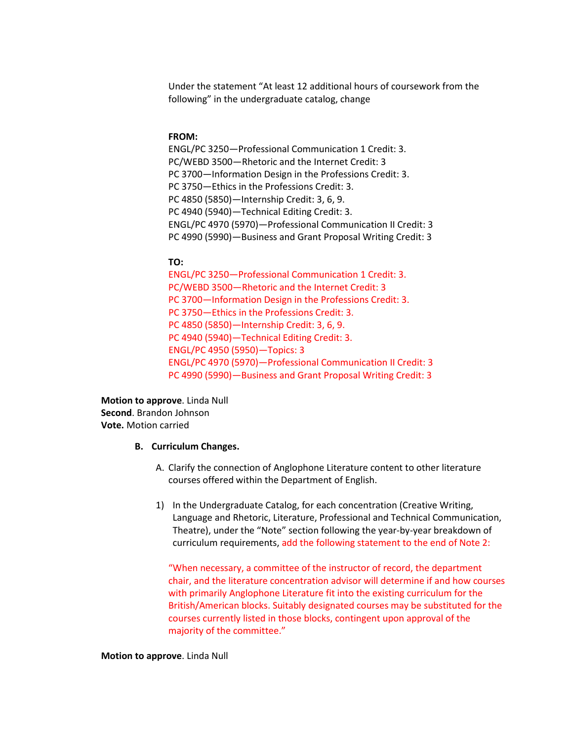Under the statement "At least 12 additional hours of coursework from the following" in the undergraduate catalog, change

**FROM:**
ENGL/PC 3250—Professional Communication 1 Credit: 3.
PC/WEBD 3500—Rhetoric and the Internet Credit: 3
PC 3700—Information Design in the Professions Credit: 3.
PC 3750—Ethics in the Professions Credit: 3.
PC 4850 (5850)—Internship Credit: 3, 6, 9.
PC 4940 (5940)—Technical Editing Credit: 3.
ENGL/PC 4970 (5970)—Professional Communication II Credit: 3
PC 4990 (5990)—Business and Grant Proposal Writing Credit: 3

**TO:**
ENGL/PC 3250—Professional Communication 1 Credit: 3.
PC/WEBD 3500—Rhetoric and the Internet Credit: 3
PC 3700—Information Design in the Professions Credit: 3.
PC 3750—Ethics in the Professions Credit: 3.
PC 4850 (5850)—Internship Credit: 3, 6, 9.
PC 4940 (5940)—Technical Editing Credit: 3.
ENGL/PC 4950 (5950)—Topics: 3
ENGL/PC 4970 (5970)—Professional Communication II Credit: 3
PC 4990 (5990)—Business and Grant Proposal Writing Credit: 3

**Motion to approve**. Linda Null
**Second**. Brandon Johnson
**Vote.** Motion carried

**B. Curriculum Changes.**

A. Clarify the connection of Anglophone Literature content to other literature courses offered within the Department of English.

1) In the Undergraduate Catalog, for each concentration (Creative Writing, Language and Rhetoric, Literature, Professional and Technical Communication, Theatre), under the "Note" section following the year-by-year breakdown of curriculum requirements, add the following statement to the end of Note 2:

"When necessary, a committee of the instructor of record, the department chair, and the literature concentration advisor will determine if and how courses with primarily Anglophone Literature fit into the existing curriculum for the British/American blocks. Suitably designated courses may be substituted for the courses currently listed in those blocks, contingent upon approval of the majority of the committee."

**Motion to approve**. Linda Null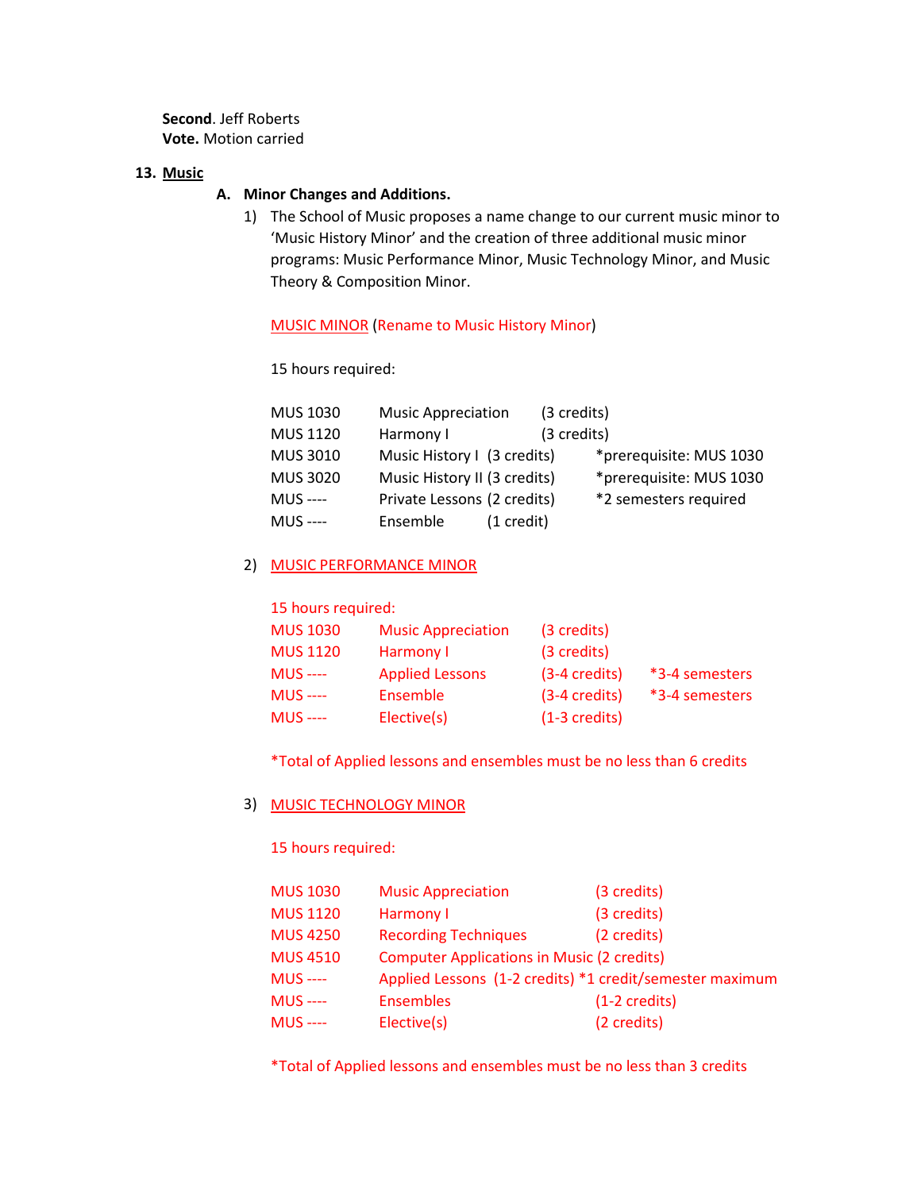**Second**. Jeff Roberts
**Vote.** Motion carried

**13. Music**

**A. Minor Changes and Additions.**

1) The School of Music proposes a name change to our current music minor to 'Music History Minor' and the creation of three additional music minor programs: Music Performance Minor, Music Technology Minor, and Music Theory & Composition Minor.

MUSIC MINOR (Rename to Music History Minor)

15 hours required:

| | | | |
|---|---|---|---|
| MUS 1030 | Music Appreciation | (3 credits) | |
| MUS 1120 | Harmony I | (3 credits) | |
| MUS 3010 | Music History I | (3 credits) | *prerequisite: MUS 1030 |
| MUS 3020 | Music History II | (3 credits) | *prerequisite: MUS 1030 |
| MUS ---- | Private Lessons | (2 credits) | *2 semesters required |
| MUS ---- | Ensemble | (1 credit) | |

2) MUSIC PERFORMANCE MINOR

15 hours required:

| | | | |
|---|---|---|---|
| MUS 1030 | Music Appreciation | (3 credits) | |
| MUS 1120 | Harmony I | (3 credits) | |
| MUS ---- | Applied Lessons | (3-4 credits) | *3-4 semesters |
| MUS ---- | Ensemble | (3-4 credits) | *3-4 semesters |
| MUS ---- | Elective(s) | (1-3 credits) | |

*Total of Applied lessons and ensembles must be no less than 6 credits

3) MUSIC TECHNOLOGY MINOR

15 hours required:

| | | | |
|---|---|---|---|
| MUS 1030 | Music Appreciation | (3 credits) | |
| MUS 1120 | Harmony I | (3 credits) | |
| MUS 4250 | Recording Techniques | (2 credits) | |
| MUS 4510 | Computer Applications in Music | (2 credits) | |
| MUS ---- | Applied Lessons | (1-2 credits) | *1 credit/semester maximum |
| MUS ---- | Ensembles | (1-2 credits) | |
| MUS ---- | Elective(s) | (2 credits) | |

*Total of Applied lessons and ensembles must be no less than 3 credits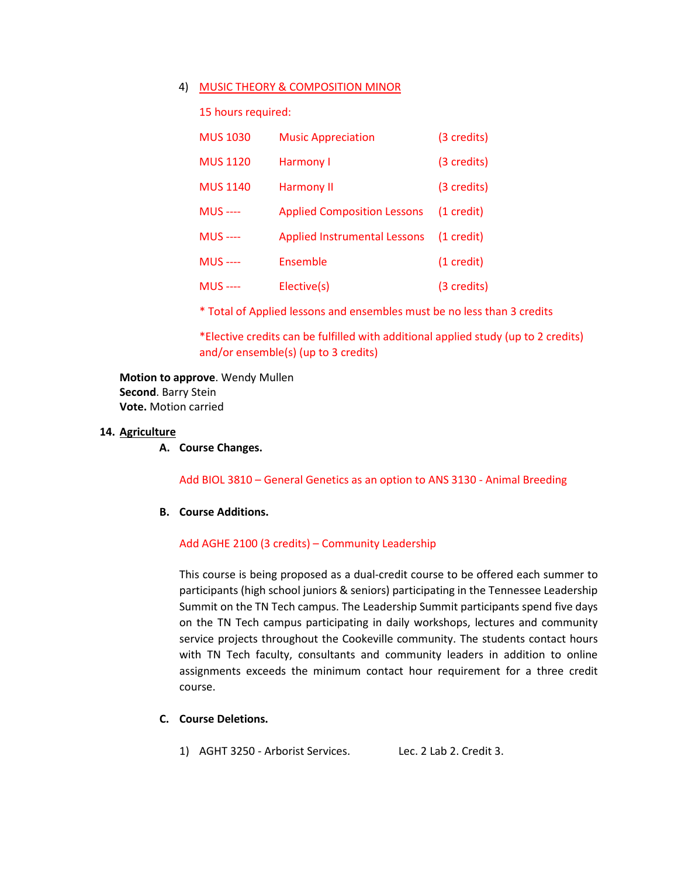4) MUSIC THEORY & COMPOSITION MINOR

15 hours required:

| | | |
|---|---|---|
| MUS 1030 | Music Appreciation | (3 credits) |
| MUS 1120 | Harmony I | (3 credits) |
| MUS 1140 | Harmony II | (3 credits) |
| MUS ---- | Applied Composition Lessons | (1 credit) |
| MUS ---- | Applied Instrumental Lessons | (1 credit) |
| MUS ---- | Ensemble | (1 credit) |
| MUS ---- | Elective(s) | (3 credits) |

\* Total of Applied lessons and ensembles must be no less than 3 credits

\*Elective credits can be fulfilled with additional applied study (up to 2 credits) and/or ensemble(s) (up to 3 credits)

**Motion to approve**. Wendy Mullen
**Second**. Barry Stein
**Vote.** Motion carried

## 14. Agriculture

### A. Course Changes.

Add BIOL 3810 – General Genetics as an option to ANS 3130 - Animal Breeding

### B. Course Additions.

Add AGHE 2100 (3 credits) – Community Leadership

This course is being proposed as a dual-credit course to be offered each summer to participants (high school juniors & seniors) participating in the Tennessee Leadership Summit on the TN Tech campus. The Leadership Summit participants spend five days on the TN Tech campus participating in daily workshops, lectures and community service projects throughout the Cookeville community. The students contact hours with TN Tech faculty, consultants and community leaders in addition to online assignments exceeds the minimum contact hour requirement for a three credit course.

### C. Course Deletions.

1) AGHT 3250 - Arborist Services. Lec. 2 Lab 2. Credit 3.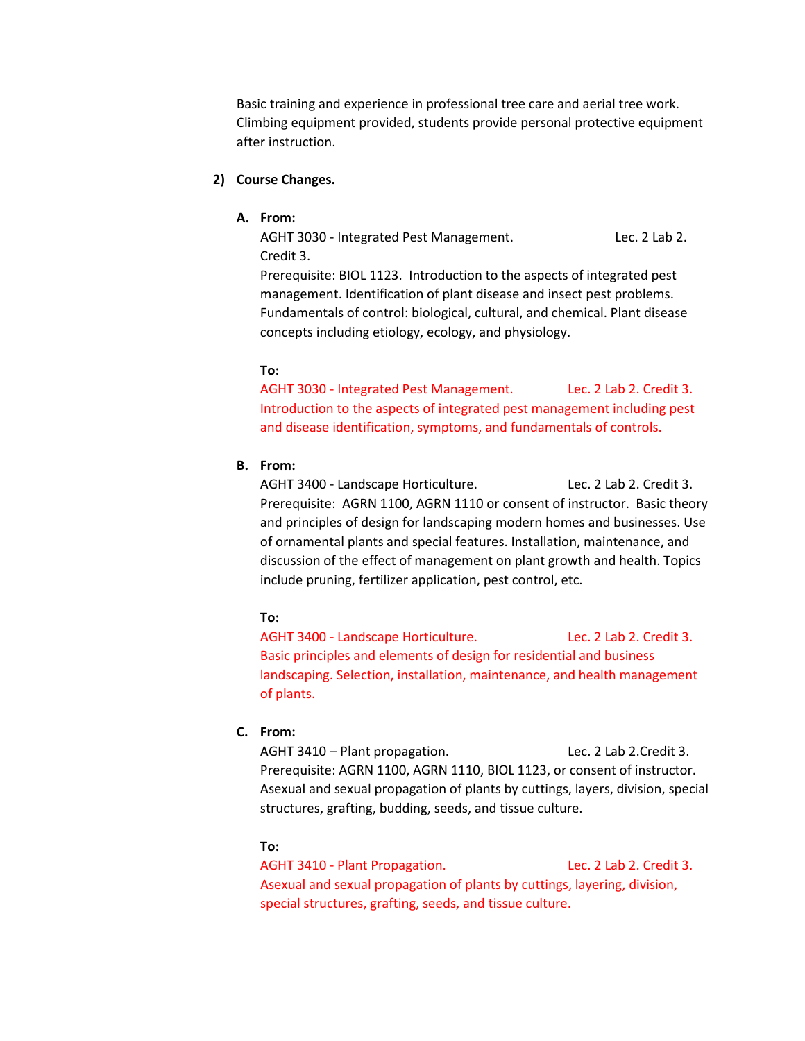Basic training and experience in professional tree care and aerial tree work. Climbing equipment provided, students provide personal protective equipment after instruction.

**2) Course Changes.**

**A. From:**

AGHT 3030 - Integrated Pest Management. Lec. 2 Lab 2. Credit 3.
Prerequisite: BIOL 1123. Introduction to the aspects of integrated pest management. Identification of plant disease and insect pest problems. Fundamentals of control: biological, cultural, and chemical. Plant disease concepts including etiology, ecology, and physiology.

**To:**

AGHT 3030 - Integrated Pest Management. Lec. 2 Lab 2. Credit 3.
Introduction to the aspects of integrated pest management including pest and disease identification, symptoms, and fundamentals of controls.

**B. From:**

AGHT 3400 - Landscape Horticulture. Lec. 2 Lab 2. Credit 3.
Prerequisite: AGRN 1100, AGRN 1110 or consent of instructor. Basic theory and principles of design for landscaping modern homes and businesses. Use of ornamental plants and special features. Installation, maintenance, and discussion of the effect of management on plant growth and health. Topics include pruning, fertilizer application, pest control, etc.

**To:**

AGHT 3400 - Landscape Horticulture. Lec. 2 Lab 2. Credit 3.
Basic principles and elements of design for residential and business landscaping. Selection, installation, maintenance, and health management of plants.

**C. From:**

AGHT 3410 – Plant propagation. Lec. 2 Lab 2.Credit 3.
Prerequisite: AGRN 1100, AGRN 1110, BIOL 1123, or consent of instructor. Asexual and sexual propagation of plants by cuttings, layers, division, special structures, grafting, budding, seeds, and tissue culture.

**To:**

AGHT 3410 - Plant Propagation. Lec. 2 Lab 2. Credit 3.
Asexual and sexual propagation of plants by cuttings, layering, division, special structures, grafting, seeds, and tissue culture.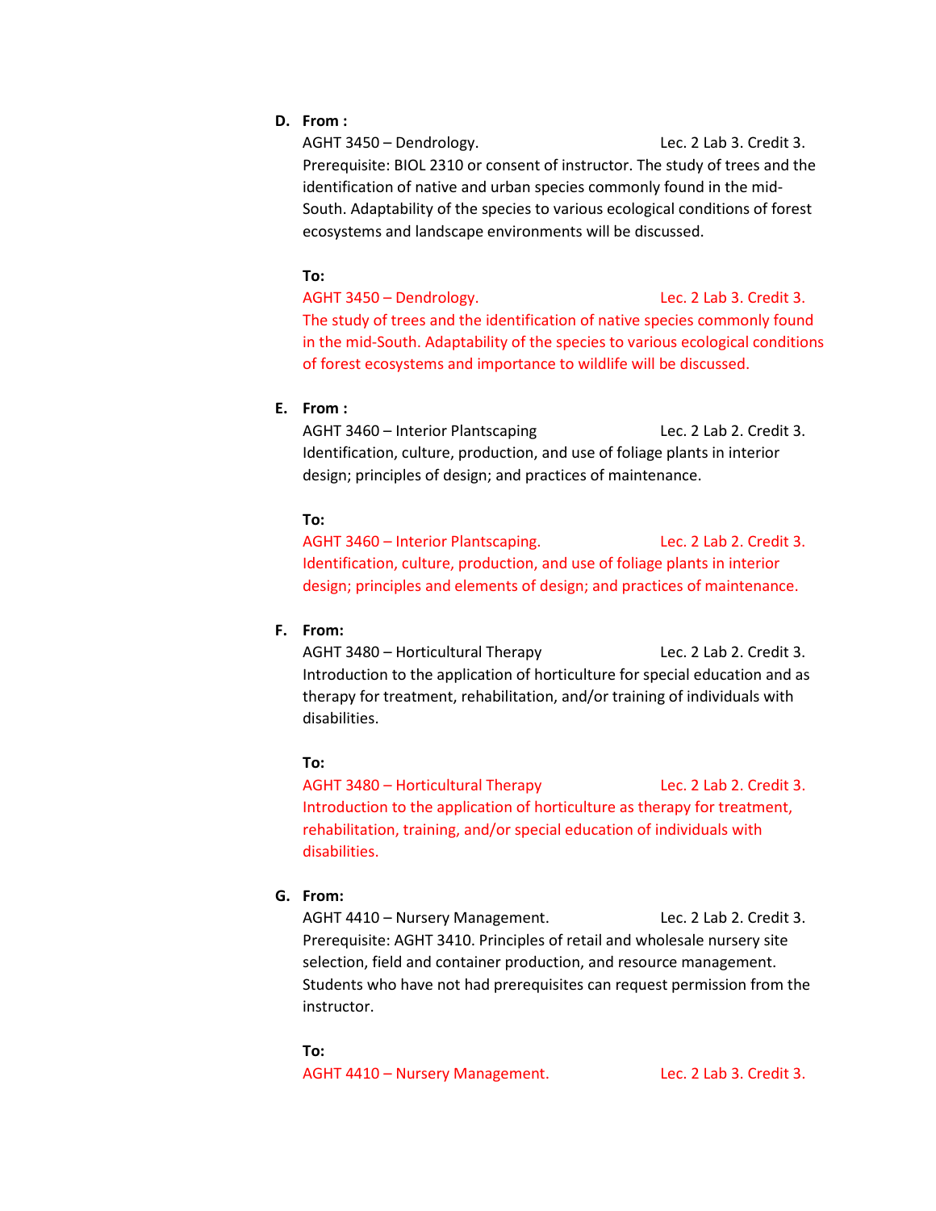**D. From :**

AGHT 3450 – Dendrology. Lec. 2 Lab 3. Credit 3.
Prerequisite: BIOL 2310 or consent of instructor. The study of trees and the identification of native and urban species commonly found in the mid-South. Adaptability of the species to various ecological conditions of forest ecosystems and landscape environments will be discussed.

**To:**

AGHT 3450 – Dendrology. Lec. 2 Lab 3. Credit 3.
The study of trees and the identification of native species commonly found in the mid-South. Adaptability of the species to various ecological conditions of forest ecosystems and importance to wildlife will be discussed.

**E. From :**

AGHT 3460 – Interior Plantscaping Lec. 2 Lab 2. Credit 3.
Identification, culture, production, and use of foliage plants in interior design; principles of design; and practices of maintenance.

**To:**

AGHT 3460 – Interior Plantscaping. Lec. 2 Lab 2. Credit 3.
Identification, culture, production, and use of foliage plants in interior design; principles and elements of design; and practices of maintenance.

**F. From:**

AGHT 3480 – Horticultural Therapy Lec. 2 Lab 2. Credit 3.
Introduction to the application of horticulture for special education and as therapy for treatment, rehabilitation, and/or training of individuals with disabilities.

**To:**

AGHT 3480 – Horticultural Therapy Lec. 2 Lab 2. Credit 3.
Introduction to the application of horticulture as therapy for treatment, rehabilitation, training, and/or special education of individuals with disabilities.

**G. From:**

AGHT 4410 – Nursery Management. Lec. 2 Lab 2. Credit 3.
Prerequisite: AGHT 3410. Principles of retail and wholesale nursery site selection, field and container production, and resource management. Students who have not had prerequisites can request permission from the instructor.

**To:**

AGHT 4410 – Nursery Management. Lec. 2 Lab 3. Credit 3.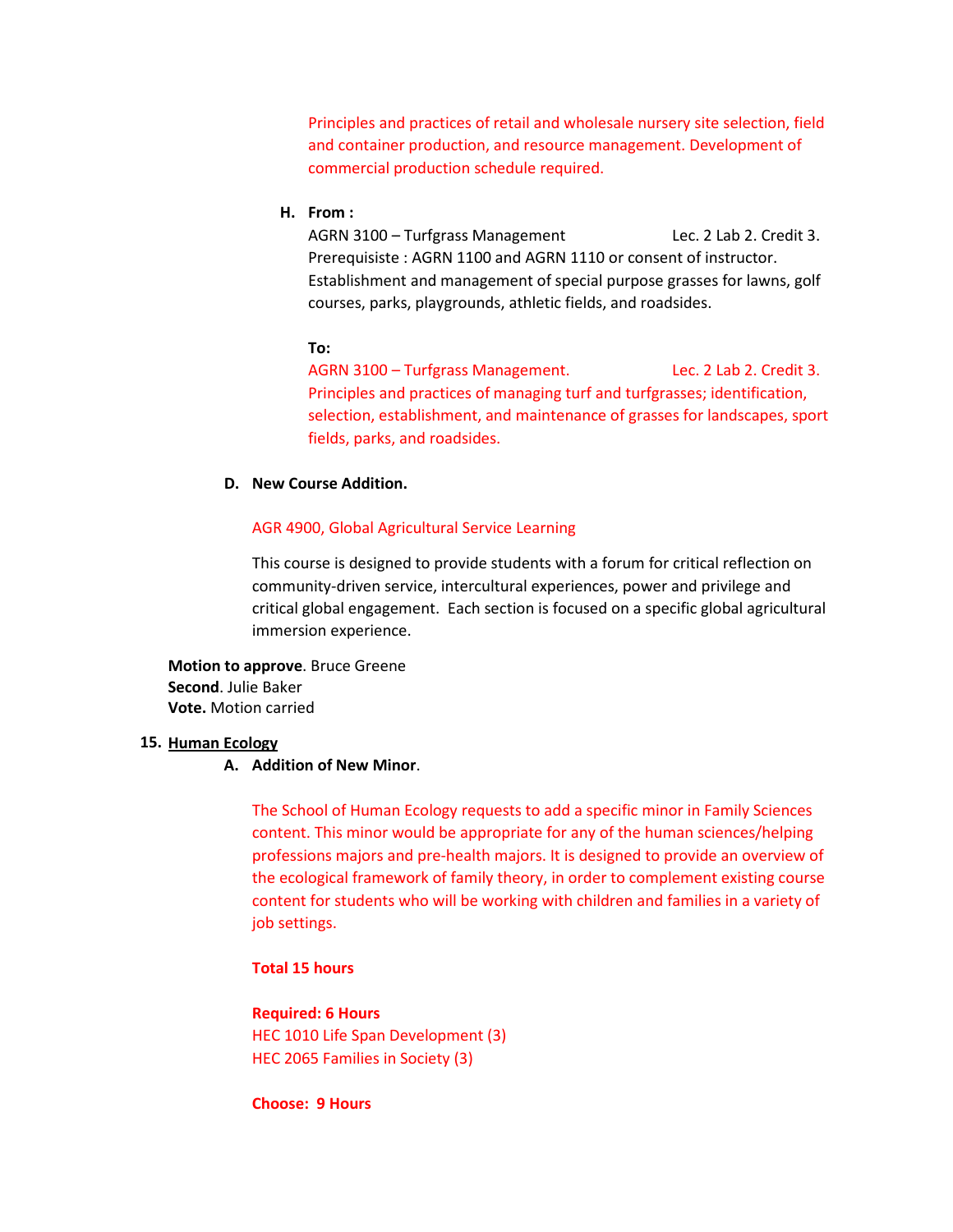Principles and practices of retail and wholesale nursery site selection, field and container production, and resource management. Development of commercial production schedule required.

**H. From :**

AGRN 3100 – Turfgrass Management Lec. 2 Lab 2. Credit 3.
Prerequisiste : AGRN 1100 and AGRN 1110 or consent of instructor.
Establishment and management of special purpose grasses for lawns, golf courses, parks, playgrounds, athletic fields, and roadsides.

**To:**

AGRN 3100 – Turfgrass Management. Lec. 2 Lab 2. Credit 3.
Principles and practices of managing turf and turfgrasses; identification, selection, establishment, and maintenance of grasses for landscapes, sport fields, parks, and roadsides.

**D. New Course Addition.**

AGR 4900, Global Agricultural Service Learning

This course is designed to provide students with a forum for critical reflection on community-driven service, intercultural experiences, power and privilege and critical global engagement. Each section is focused on a specific global agricultural immersion experience.

**Motion to approve**. Bruce Greene
**Second**. Julie Baker
**Vote.** Motion carried

**15. Human Ecology**

**A. Addition of New Minor**.

The School of Human Ecology requests to add a specific minor in Family Sciences content. This minor would be appropriate for any of the human sciences/helping professions majors and pre-health majors. It is designed to provide an overview of the ecological framework of family theory, in order to complement existing course content for students who will be working with children and families in a variety of job settings.

**Total 15 hours**

**Required: 6 Hours**
HEC 1010 Life Span Development (3)
HEC 2065 Families in Society (3)

**Choose: 9 Hours**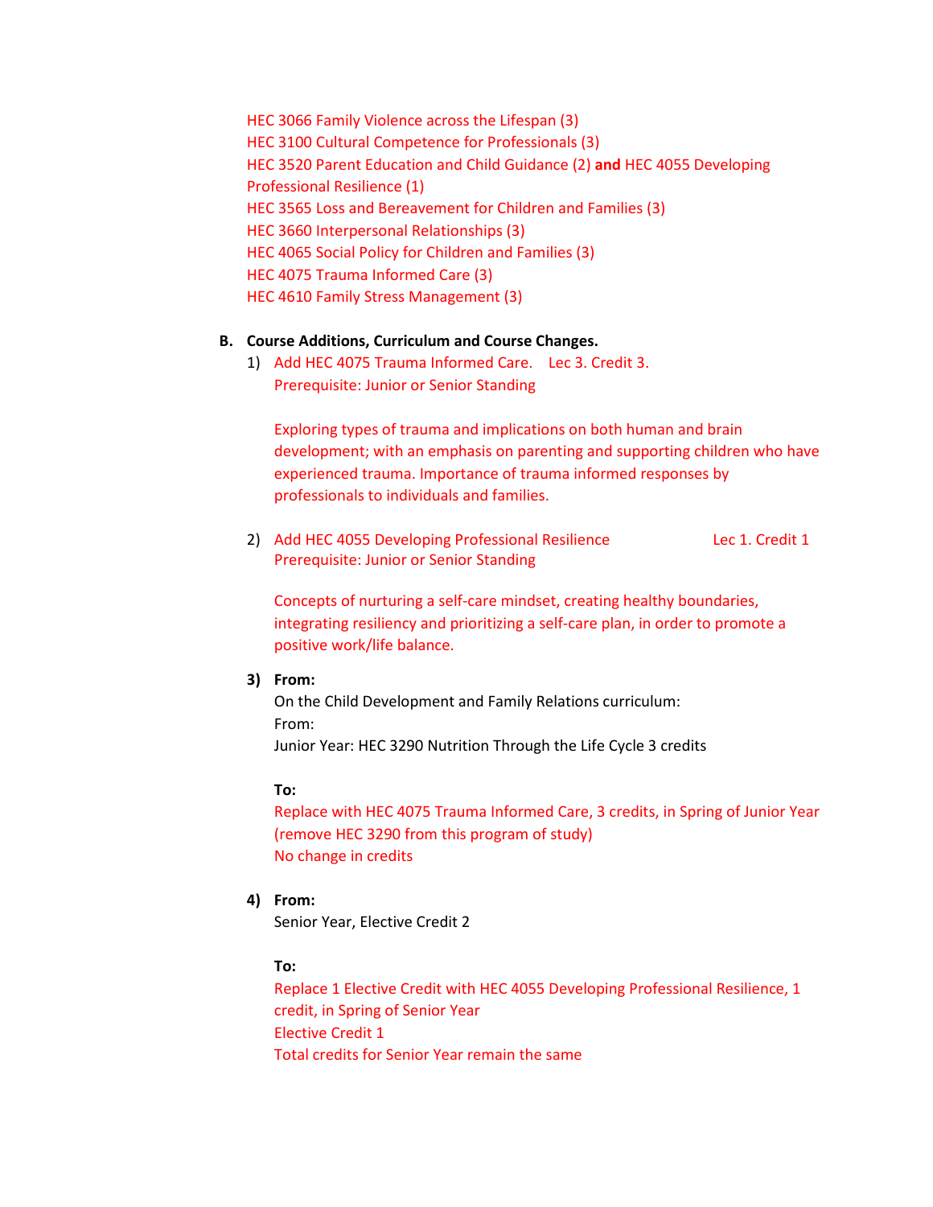HEC 3066 Family Violence across the Lifespan (3)
HEC 3100 Cultural Competence for Professionals (3)
HEC 3520 Parent Education and Child Guidance (2) **and** HEC 4055 Developing Professional Resilience (1)
HEC 3565 Loss and Bereavement for Children and Families (3)
HEC 3660 Interpersonal Relationships (3)
HEC 4065 Social Policy for Children and Families (3)
HEC 4075 Trauma Informed Care (3)
HEC 4610 Family Stress Management (3)

**B. Course Additions, Curriculum and Course Changes.**

1) Add HEC 4075 Trauma Informed Care. Lec 3. Credit 3.
   Prerequisite: Junior or Senior Standing

   Exploring types of trauma and implications on both human and brain development; with an emphasis on parenting and supporting children who have experienced trauma. Importance of trauma informed responses by professionals to individuals and families.

2) Add HEC 4055 Developing Professional Resilience Lec 1. Credit 1
   Prerequisite: Junior or Senior Standing

   Concepts of nurturing a self-care mindset, creating healthy boundaries, integrating resiliency and prioritizing a self-care plan, in order to promote a positive work/life balance.

3) **From:**
   On the Child Development and Family Relations curriculum:
   From:
   Junior Year: HEC 3290 Nutrition Through the Life Cycle 3 credits

   **To:**
   Replace with HEC 4075 Trauma Informed Care, 3 credits, in Spring of Junior Year (remove HEC 3290 from this program of study)
   No change in credits

4) **From:**
   Senior Year, Elective Credit 2

   **To:**
   Replace 1 Elective Credit with HEC 4055 Developing Professional Resilience, 1 credit, in Spring of Senior Year
   Elective Credit 1
   Total credits for Senior Year remain the same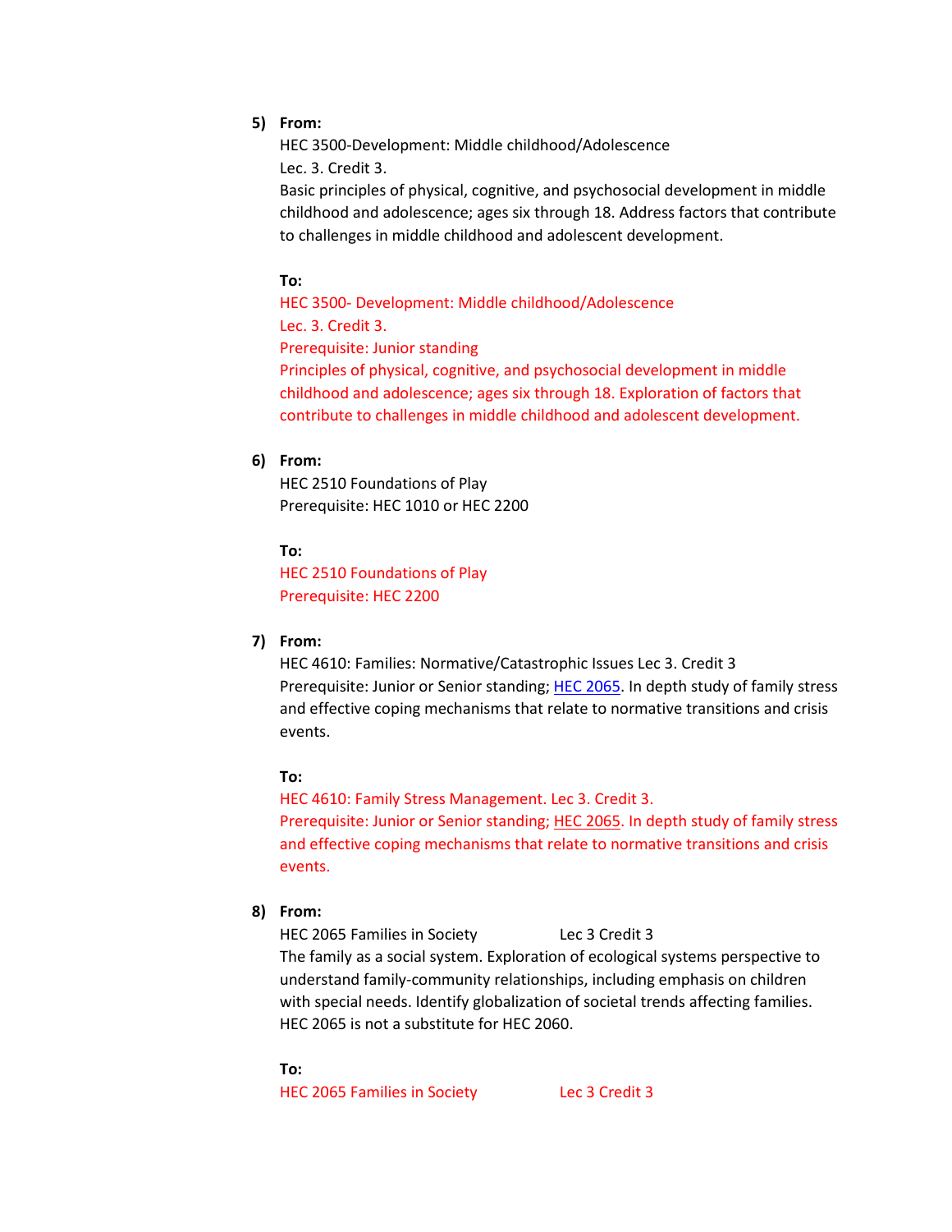5) **From:**

   HEC 3500-Development: Middle childhood/Adolescence
   Lec. 3. Credit 3.
   Basic principles of physical, cognitive, and psychosocial development in middle childhood and adolescence; ages six through 18. Address factors that contribute to challenges in middle childhood and adolescent development.

   **To:**

   HEC 3500- Development: Middle childhood/Adolescence
   Lec. 3. Credit 3.
   Prerequisite: Junior standing
   Principles of physical, cognitive, and psychosocial development in middle childhood and adolescence; ages six through 18. Exploration of factors that contribute to challenges in middle childhood and adolescent development.

6) **From:**

   HEC 2510 Foundations of Play
   Prerequisite: HEC 1010 or HEC 2200

   **To:**

   HEC 2510 Foundations of Play
   Prerequisite: HEC 2200

7) **From:**

   HEC 4610: Families: Normative/Catastrophic Issues Lec 3. Credit 3
   Prerequisite: Junior or Senior standing; HEC 2065. In depth study of family stress and effective coping mechanisms that relate to normative transitions and crisis events.

   **To:**

   HEC 4610: Family Stress Management. Lec 3. Credit 3.
   Prerequisite: Junior or Senior standing; HEC 2065. In depth study of family stress and effective coping mechanisms that relate to normative transitions and crisis events.

8) **From:**

   HEC 2065 Families in Society Lec 3 Credit 3
   The family as a social system. Exploration of ecological systems perspective to understand family-community relationships, including emphasis on children with special needs. Identify globalization of societal trends affecting families. HEC 2065 is not a substitute for HEC 2060.

   **To:**

   HEC 2065 Families in Society Lec 3 Credit 3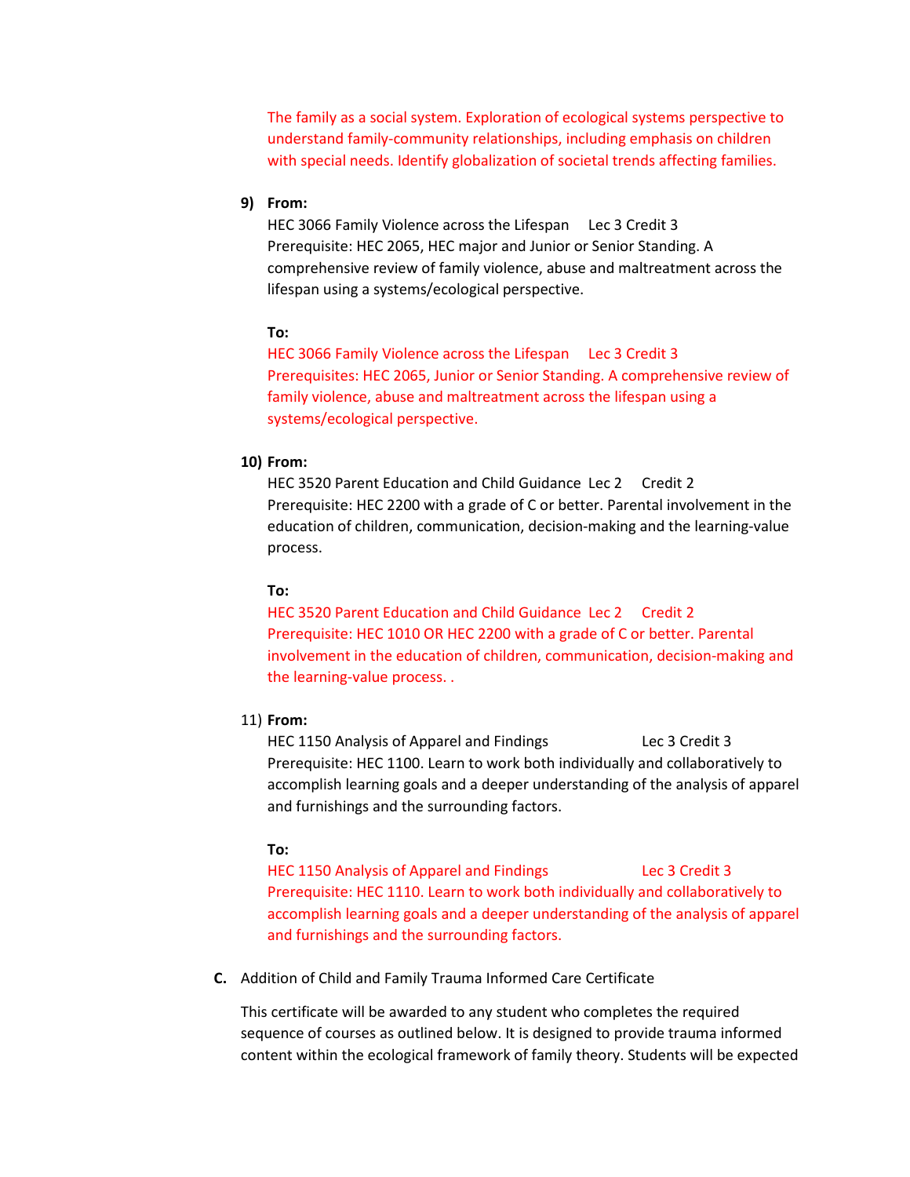The family as a social system. Exploration of ecological systems perspective to understand family-community relationships, including emphasis on children with special needs. Identify globalization of societal trends affecting families.

9) **From:**

HEC 3066 Family Violence across the Lifespan Lec 3 Credit 3
Prerequisite: HEC 2065, HEC major and Junior or Senior Standing. A comprehensive review of family violence, abuse and maltreatment across the lifespan using a systems/ecological perspective.

**To:**

HEC 3066 Family Violence across the Lifespan Lec 3 Credit 3
Prerequisites: HEC 2065, Junior or Senior Standing. A comprehensive review of family violence, abuse and maltreatment across the lifespan using a systems/ecological perspective.

10) **From:**

HEC 3520 Parent Education and Child Guidance Lec 2 Credit 2
Prerequisite: HEC 2200 with a grade of C or better. Parental involvement in the education of children, communication, decision-making and the learning-value process.

**To:**

HEC 3520 Parent Education and Child Guidance Lec 2 Credit 2
Prerequisite: HEC 1010 OR HEC 2200 with a grade of C or better. Parental involvement in the education of children, communication, decision-making and the learning-value process. .

11) **From:**

HEC 1150 Analysis of Apparel and Findings Lec 3 Credit 3
Prerequisite: HEC 1100. Learn to work both individually and collaboratively to accomplish learning goals and a deeper understanding of the analysis of apparel and furnishings and the surrounding factors.

**To:**

HEC 1150 Analysis of Apparel and Findings Lec 3 Credit 3
Prerequisite: HEC 1110. Learn to work both individually and collaboratively to accomplish learning goals and a deeper understanding of the analysis of apparel and furnishings and the surrounding factors.

**C.** Addition of Child and Family Trauma Informed Care Certificate

This certificate will be awarded to any student who completes the required sequence of courses as outlined below. It is designed to provide trauma informed content within the ecological framework of family theory. Students will be expected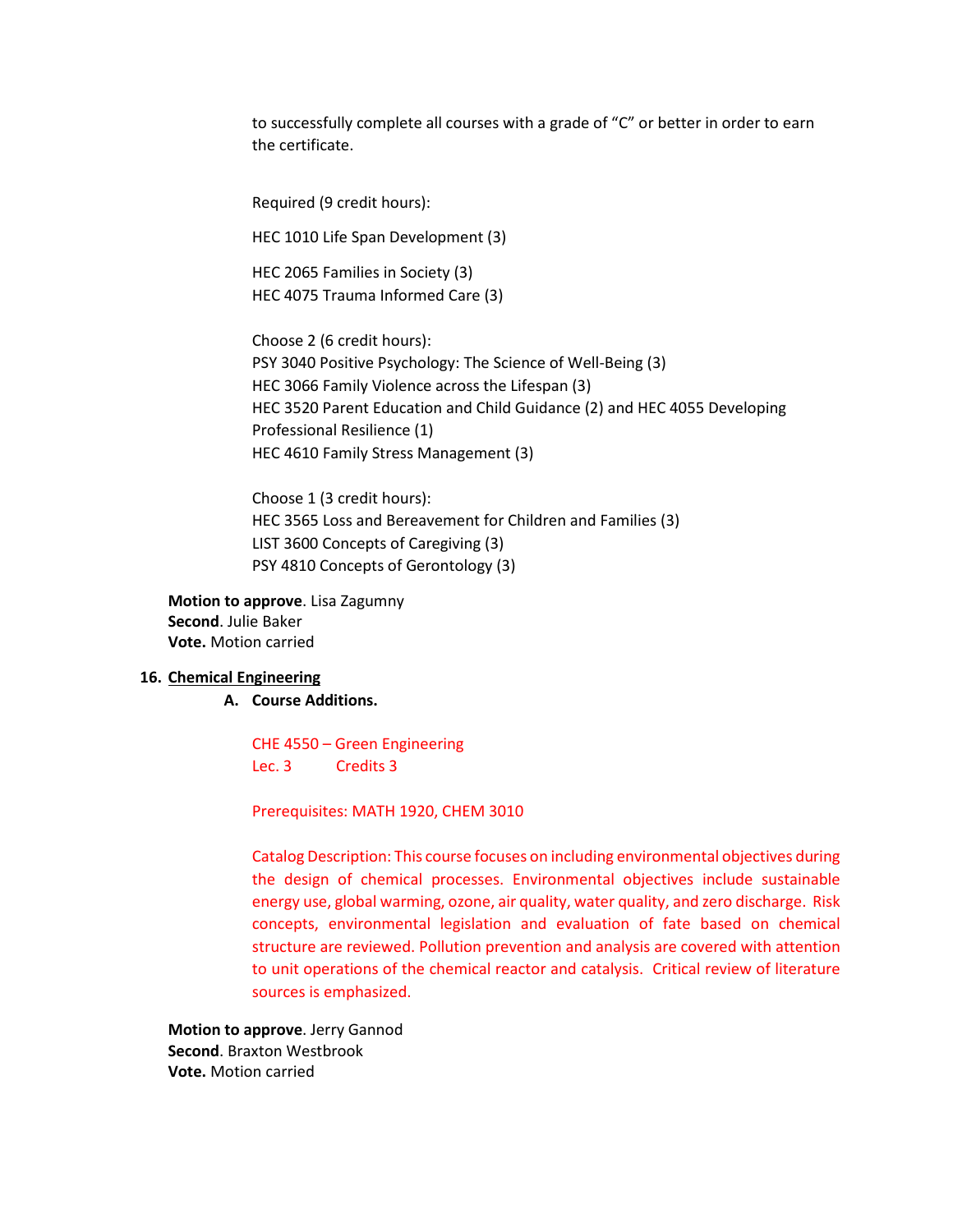to successfully complete all courses with a grade of "C" or better in order to earn the certificate.

Required (9 credit hours):

HEC 1010 Life Span Development (3)

HEC 2065 Families in Society (3)
HEC 4075 Trauma Informed Care (3)

Choose 2 (6 credit hours):
PSY 3040 Positive Psychology: The Science of Well-Being (3)
HEC 3066 Family Violence across the Lifespan (3)
HEC 3520 Parent Education and Child Guidance (2) and HEC 4055 Developing Professional Resilience (1)
HEC 4610 Family Stress Management (3)

Choose 1 (3 credit hours):
HEC 3565 Loss and Bereavement for Children and Families (3)
LIST 3600 Concepts of Caregiving (3)
PSY 4810 Concepts of Gerontology (3)

**Motion to approve**. Lisa Zagumny
**Second**. Julie Baker
**Vote.** Motion carried

**16. Chemical Engineering**

**A. Course Additions.**

CHE 4550 – Green Engineering
Lec. 3 Credits 3

Prerequisites: MATH 1920, CHEM 3010

Catalog Description: This course focuses on including environmental objectives during the design of chemical processes. Environmental objectives include sustainable energy use, global warming, ozone, air quality, water quality, and zero discharge. Risk concepts, environmental legislation and evaluation of fate based on chemical structure are reviewed. Pollution prevention and analysis are covered with attention to unit operations of the chemical reactor and catalysis. Critical review of literature sources is emphasized.

**Motion to approve**. Jerry Gannod
**Second**. Braxton Westbrook
**Vote.** Motion carried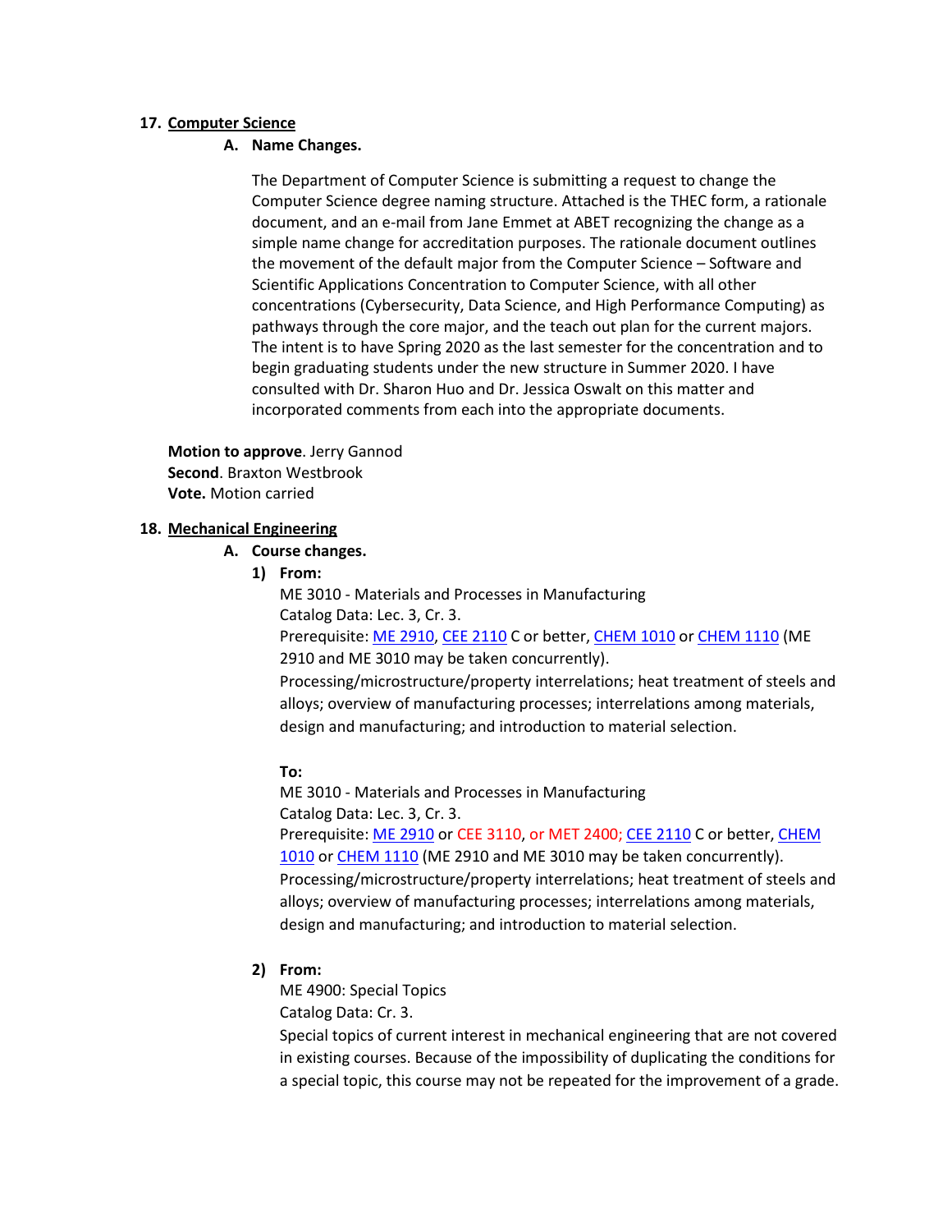17. **Computer Science**

   **A. Name Changes.**

   The Department of Computer Science is submitting a request to change the Computer Science degree naming structure. Attached is the THEC form, a rationale document, and an e-mail from Jane Emmet at ABET recognizing the change as a simple name change for accreditation purposes. The rationale document outlines the movement of the default major from the Computer Science – Software and Scientific Applications Concentration to Computer Science, with all other concentrations (Cybersecurity, Data Science, and High Performance Computing) as pathways through the core major, and the teach out plan for the current majors. The intent is to have Spring 2020 as the last semester for the concentration and to begin graduating students under the new structure in Summer 2020. I have consulted with Dr. Sharon Huo and Dr. Jessica Oswalt on this matter and incorporated comments from each into the appropriate documents.

**Motion to approve**. Jerry Gannod
**Second**. Braxton Westbrook
**Vote.** Motion carried

18. **Mechanical Engineering**

   **A. Course changes.**

   **1) From:**

   ME 3010 - Materials and Processes in Manufacturing
   Catalog Data: Lec. 3, Cr. 3.
   Prerequisite: ME 2910, CEE 2110 C or better, CHEM 1010 or CHEM 1110 (ME 2910 and ME 3010 may be taken concurrently).
   Processing/microstructure/property interrelations; heat treatment of steels and alloys; overview of manufacturing processes; interrelations among materials, design and manufacturing; and introduction to material selection.

   **To:**

   ME 3010 - Materials and Processes in Manufacturing
   Catalog Data: Lec. 3, Cr. 3.
   Prerequisite: ME 2910 or CEE 3110, or MET 2400; CEE 2110 C or better, CHEM 1010 or CHEM 1110 (ME 2910 and ME 3010 may be taken concurrently).
   Processing/microstructure/property interrelations; heat treatment of steels and alloys; overview of manufacturing processes; interrelations among materials, design and manufacturing; and introduction to material selection.

   **2) From:**

   ME 4900: Special Topics
   Catalog Data: Cr. 3.
   Special topics of current interest in mechanical engineering that are not covered in existing courses. Because of the impossibility of duplicating the conditions for a special topic, this course may not be repeated for the improvement of a grade.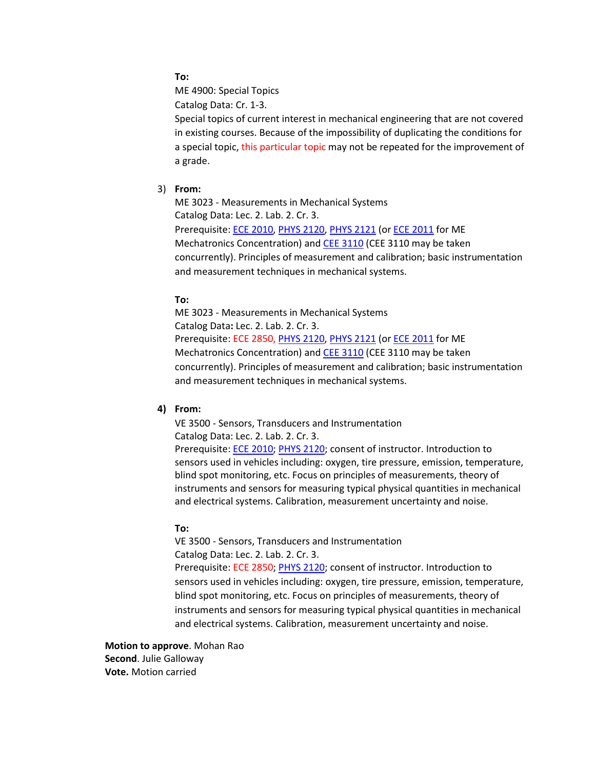**To:**

ME 4900: Special Topics

Catalog Data: Cr. 1-3.

Special topics of current interest in mechanical engineering that are not covered in existing courses. Because of the impossibility of duplicating the conditions for a special topic, this particular topic may not be repeated for the improvement of a grade.

3) **From:**

ME 3023 - Measurements in Mechanical Systems

Catalog Data: Lec. 2. Lab. 2. Cr. 3.

Prerequisite: ECE 2010, PHYS 2120, PHYS 2121 (or ECE 2011 for ME Mechatronics Concentration) and CEE 3110 (CEE 3110 may be taken concurrently). Principles of measurement and calibration; basic instrumentation and measurement techniques in mechanical systems.

**To:**

ME 3023 - Measurements in Mechanical Systems

Catalog Data**:** Lec. 2. Lab. 2. Cr. 3.

Prerequisite: ECE 2850, PHYS 2120, PHYS 2121 (or ECE 2011 for ME Mechatronics Concentration) and CEE 3110 (CEE 3110 may be taken concurrently). Principles of measurement and calibration; basic instrumentation and measurement techniques in mechanical systems.

**4) From:**

VE 3500 - Sensors, Transducers and Instrumentation

Catalog Data: Lec. 2. Lab. 2. Cr. 3.

Prerequisite: ECE 2010; PHYS 2120; consent of instructor. Introduction to sensors used in vehicles including: oxygen, tire pressure, emission, temperature, blind spot monitoring, etc. Focus on principles of measurements, theory of instruments and sensors for measuring typical physical quantities in mechanical and electrical systems. Calibration, measurement uncertainty and noise.

**To:**

VE 3500 - Sensors, Transducers and Instrumentation

Catalog Data: Lec. 2. Lab. 2. Cr. 3.

Prerequisite: ECE 2850; PHYS 2120; consent of instructor. Introduction to sensors used in vehicles including: oxygen, tire pressure, emission, temperature, blind spot monitoring, etc. Focus on principles of measurements, theory of instruments and sensors for measuring typical physical quantities in mechanical and electrical systems. Calibration, measurement uncertainty and noise.

**Motion to approve**. Mohan Rao

**Second**. Julie Galloway

**Vote.** Motion carried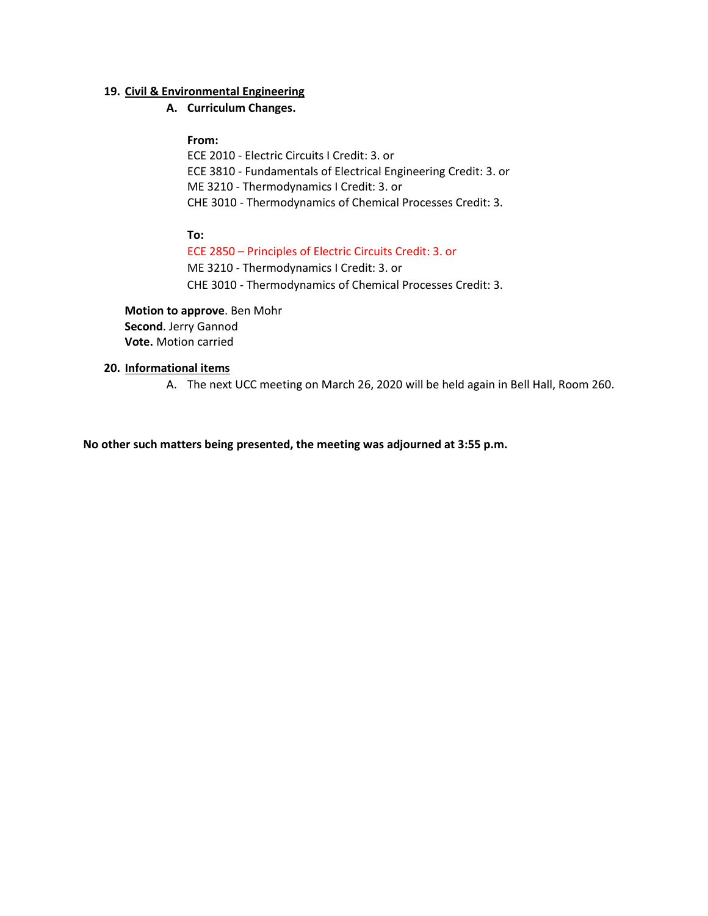19. **Civil & Environmental Engineering**

   A. **Curriculum Changes.**

      **From:**
      ECE 2010 - Electric Circuits I Credit: 3. or
      ECE 3810 - Fundamentals of Electrical Engineering Credit: 3. or
      ME 3210 - Thermodynamics I Credit: 3. or
      CHE 3010 - Thermodynamics of Chemical Processes Credit: 3.

      **To:**
      ECE 2850 – Principles of Electric Circuits Credit: 3. or
      ME 3210 - Thermodynamics I Credit: 3. or
      CHE 3010 - Thermodynamics of Chemical Processes Credit: 3.

**Motion to approve**. Ben Mohr
**Second**. Jerry Gannod
**Vote.** Motion carried

20. **Informational items**

   A. The next UCC meeting on March 26, 2020 will be held again in Bell Hall, Room 260.

**No other such matters being presented, the meeting was adjourned at 3:55 p.m.**